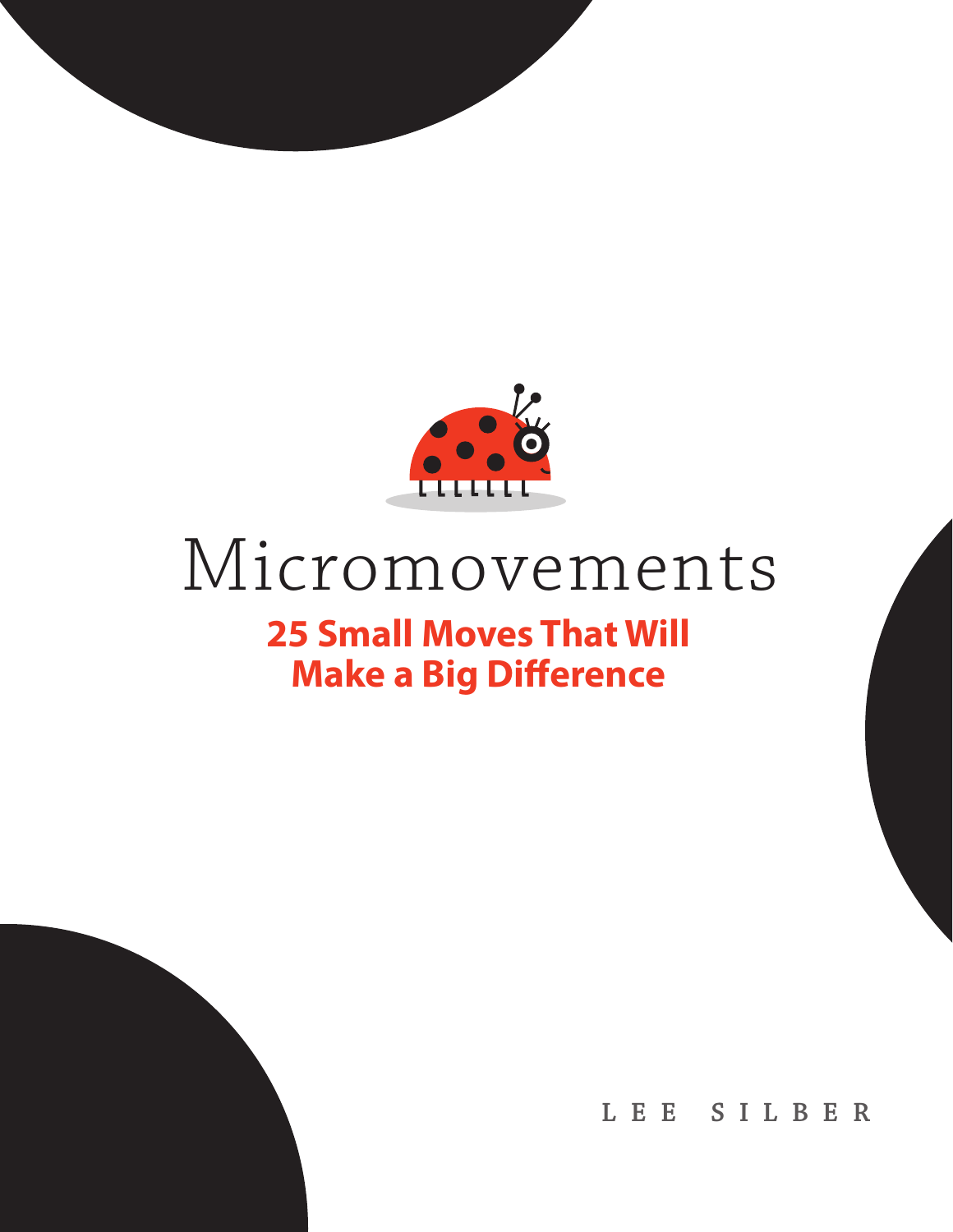# Micromovements

## 25 Small Moves That Will Make a Big Difference

LEE SILBER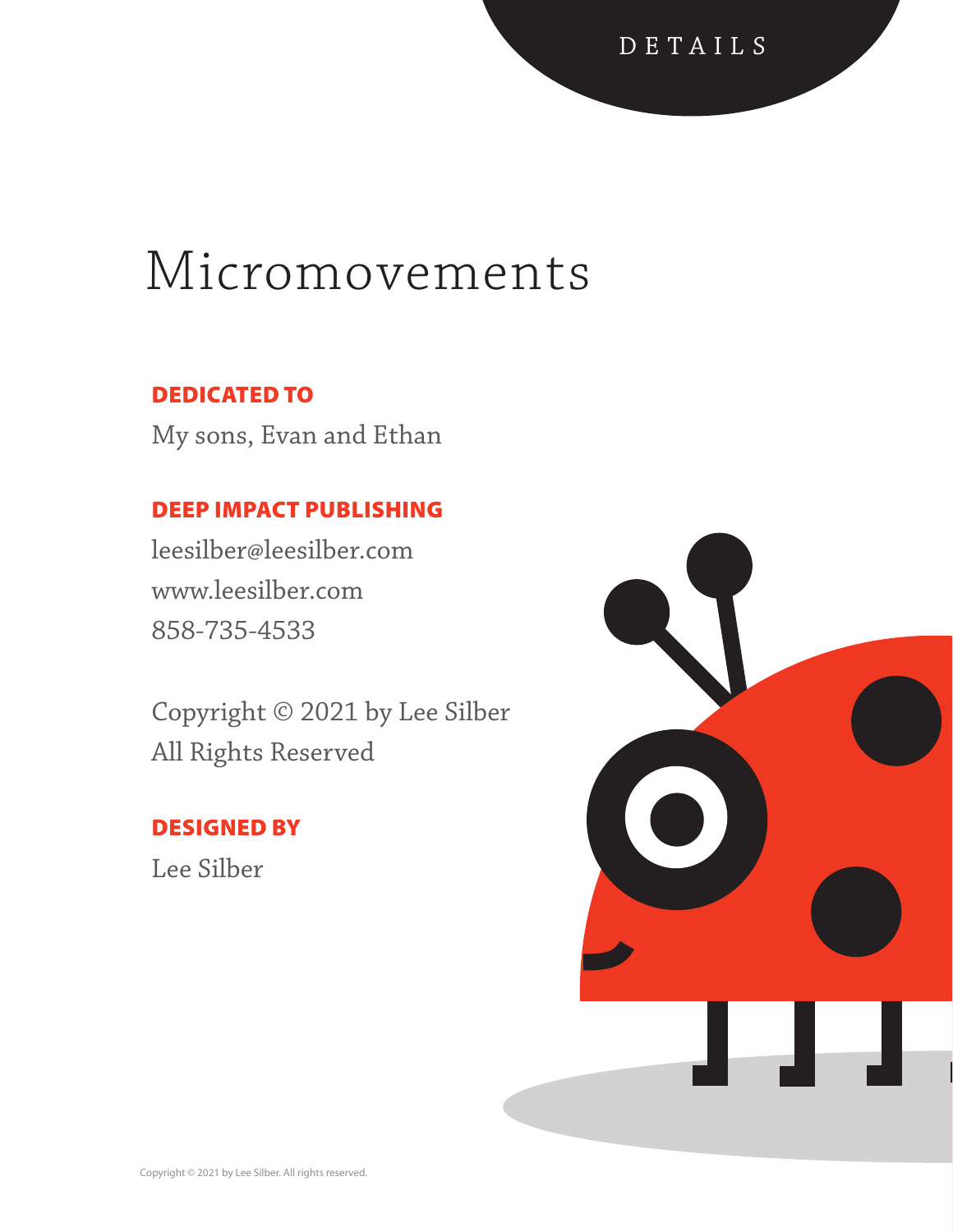DETAILS

# Micromovements

**DEDICATED TO**

My sons, Evan and Ethan

**DEEP IMPACT PUBLISHING**

leesilber@leesilber.com
www.leesilber.com
858-735-4533

Copyright © 2021 by Lee Silber
All Rights Reserved

**DESIGNED BY**

Lee Silber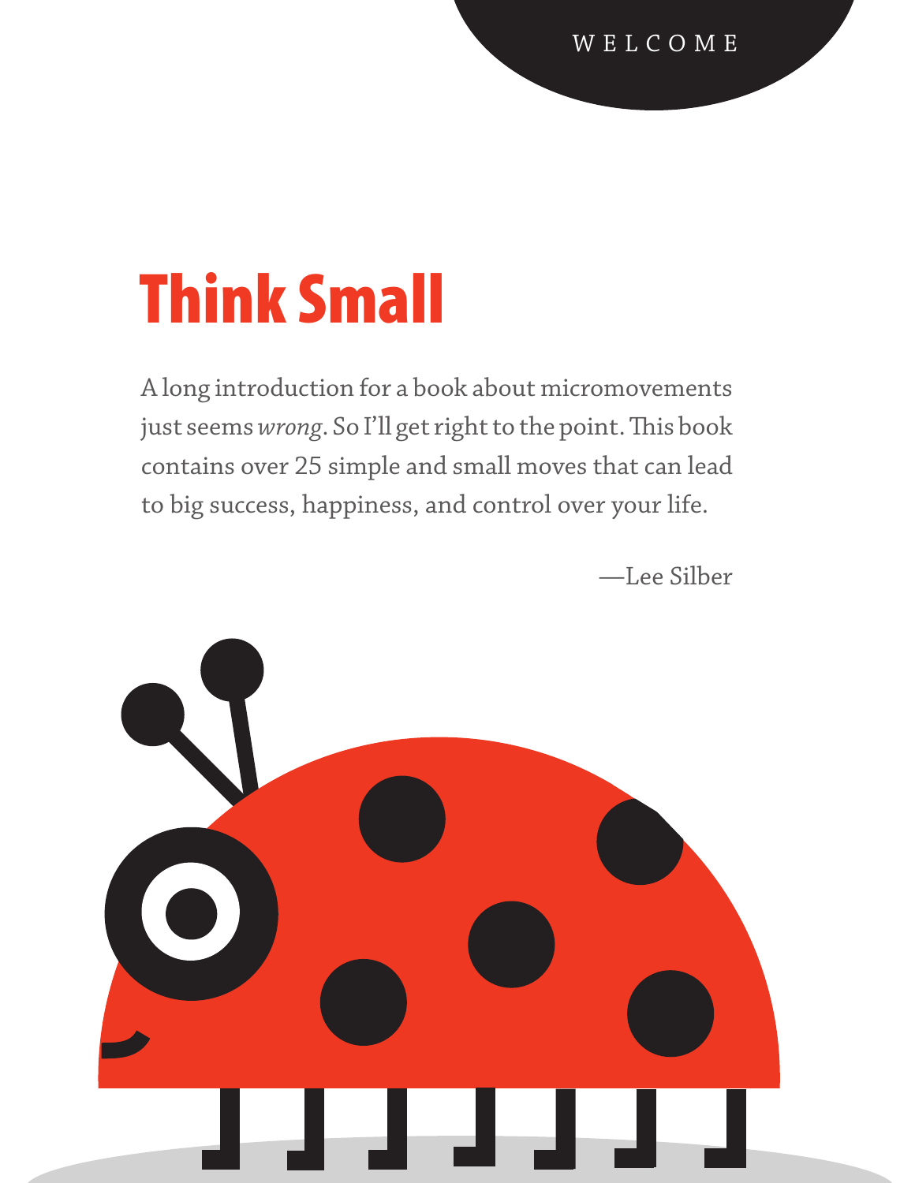WELCOME

# Think Small

A long introduction for a book about micromovements just seems *wrong*. So I'll get right to the point. This book contains over 25 simple and small moves that can lead to big success, happiness, and control over your life.

—Lee Silber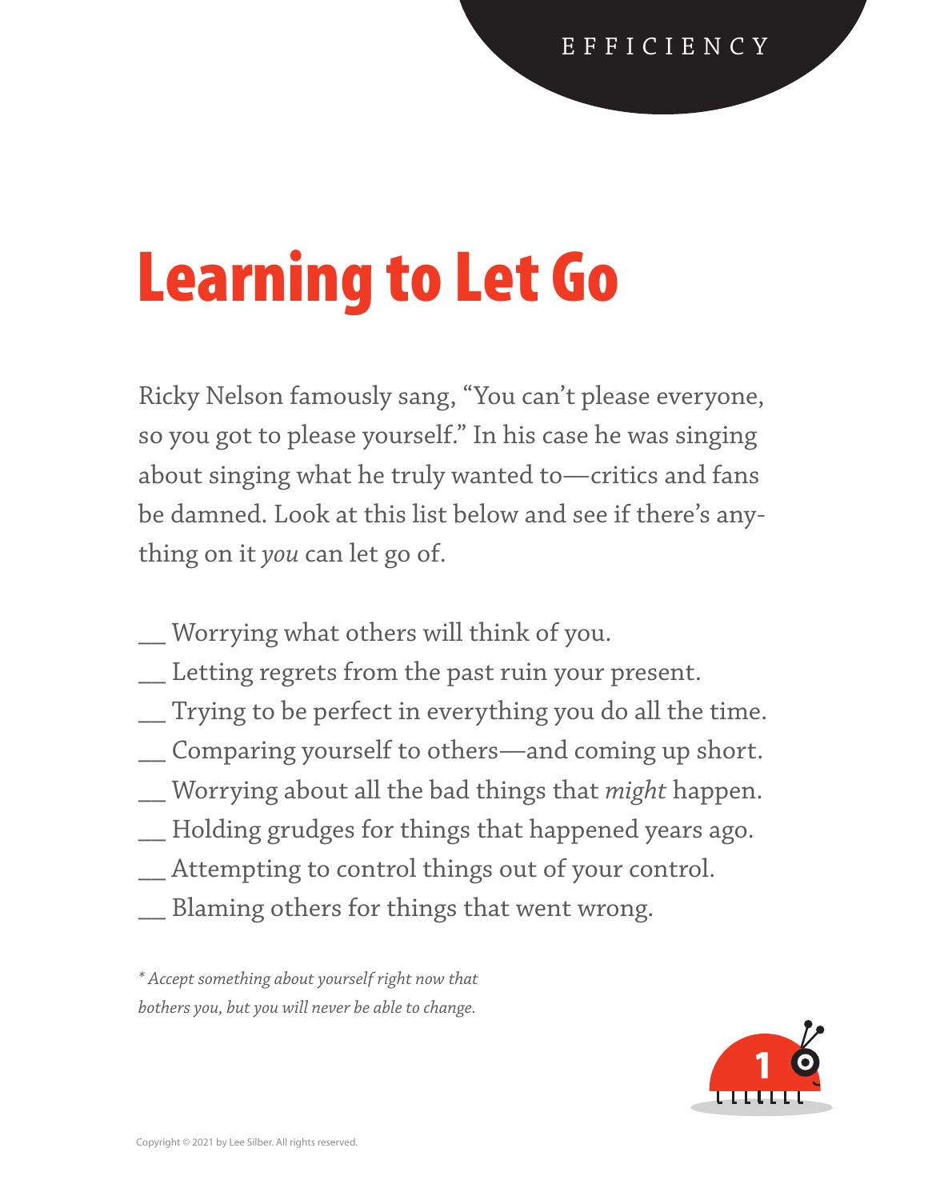EFFICIENCY

# Learning to Let Go

Ricky Nelson famously sang, “You can’t please everyone, so you got to please yourself.” In his case he was singing about singing what he truly wanted to—critics and fans be damned. Look at this list below and see if there’s anything on it *you* can let go of.

__ Worrying what others will think of you.
__ Letting regrets from the past ruin your present.
__ Trying to be perfect in everything you do all the time.
__ Comparing yourself to others—and coming up short.
__ Worrying about all the bad things that *might* happen.
__ Holding grudges for things that happened years ago.
__ Attempting to control things out of your control.
__ Blaming others for things that went wrong.

*\* Accept something about yourself right now that bothers you, but you will never be able to change.*

Copyright © 2021 by Lee Silber. All rights reserved.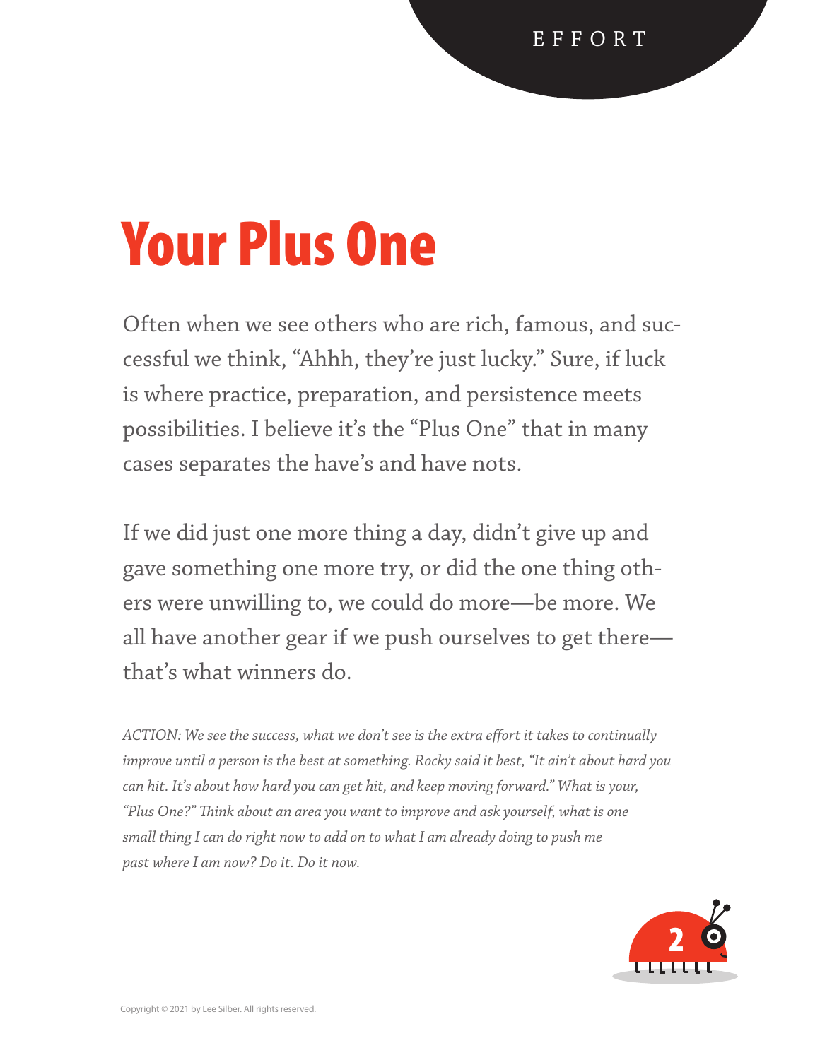EFFORT

# Your Plus One

Often when we see others who are rich, famous, and successful we think, "Ahhh, they're just lucky." Sure, if luck is where practice, preparation, and persistence meets possibilities. I believe it's the "Plus One" that in many cases separates the have's and have nots.

If we did just one more thing a day, didn't give up and gave something one more try, or did the one thing others were unwilling to, we could do more—be more. We all have another gear if we push ourselves to get there—that's what winners do.

*ACTION: We see the success, what we don't see is the extra effort it takes to continually improve until a person is the best at something. Rocky said it best, "It ain't about hard you can hit. It's about how hard you can get hit, and keep moving forward." What is your, "Plus One?" Think about an area you want to improve and ask yourself, what is one small thing I can do right now to add on to what I am already doing to push me past where I am now? Do it. Do it now.*

Copyright © 2021 by Lee Silber. All rights reserved.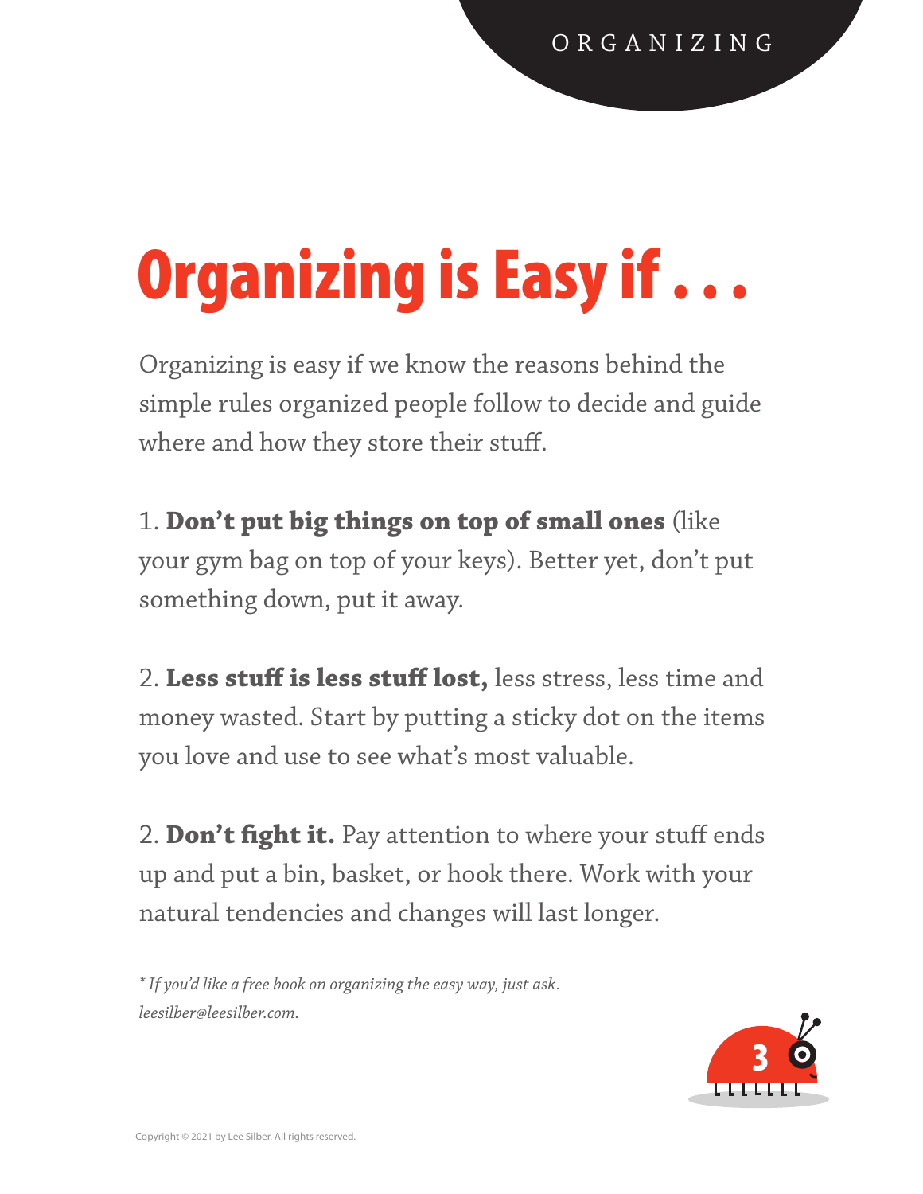# Organizing is Easy if . . .

Organizing is easy if we know the reasons behind the simple rules organized people follow to decide and guide where and how they store their stuff.

1. **Don't put big things on top of small ones** (like your gym bag on top of your keys). Better yet, don't put something down, put it away.

2. **Less stuff is less stuff lost,** less stress, less time and money wasted. Start by putting a sticky dot on the items you love and use to see what's most valuable.

2. **Don't fight it.** Pay attention to where your stuff ends up and put a bin, basket, or hook there. Work with your natural tendencies and changes will last longer.

*\* If you'd like a free book on organizing the easy way, just ask. leesilber@leesilber.com.*

Copyright © 2021 by Lee Silber. All rights reserved.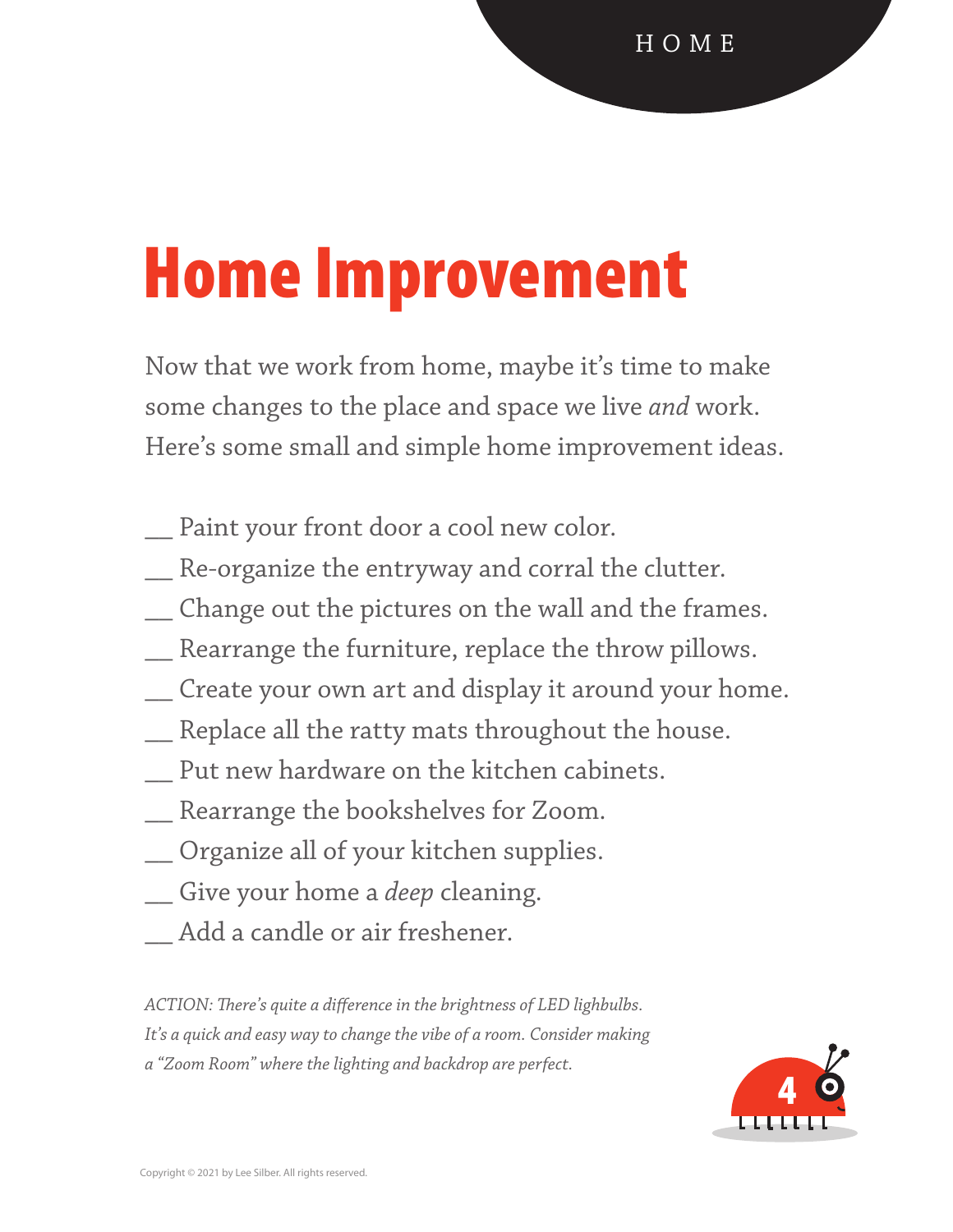# Home Improvement

Now that we work from home, maybe it's time to make some changes to the place and space we live *and* work. Here's some small and simple home improvement ideas.

__ Paint your front door a cool new color.
__ Re-organize the entryway and corral the clutter.
__ Change out the pictures on the wall and the frames.
__ Rearrange the furniture, replace the throw pillows.
__ Create your own art and display it around your home.
__ Replace all the ratty mats throughout the house.
__ Put new hardware on the kitchen cabinets.
__ Rearrange the bookshelves for Zoom.
__ Organize all of your kitchen supplies.
__ Give your home a *deep* cleaning.
__ Add a candle or air freshener.

*ACTION: There's quite a difference in the brightness of LED lighbulbs. It's a quick and easy way to change the vibe of a room. Consider making a "Zoom Room" where the lighting and backdrop are perfect.*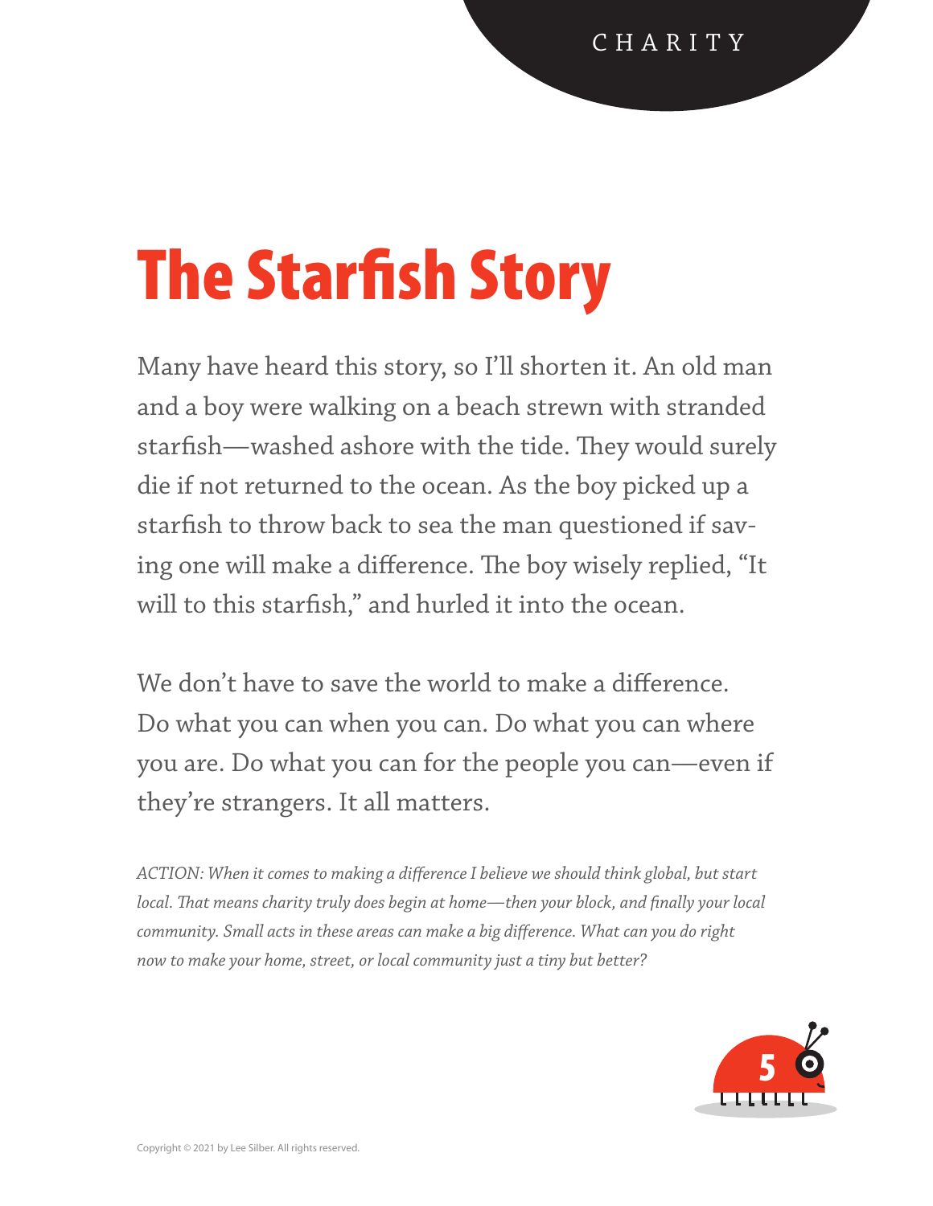CHARITY

# The Starfish Story

Many have heard this story, so I'll shorten it. An old man and a boy were walking on a beach strewn with stranded starfish—washed ashore with the tide. They would surely die if not returned to the ocean. As the boy picked up a starfish to throw back to sea the man questioned if saving one will make a difference. The boy wisely replied, "It will to this starfish," and hurled it into the ocean.

We don't have to save the world to make a difference. Do what you can when you can. Do what you can where you are. Do what you can for the people you can—even if they're strangers. It all matters.

*ACTION: When it comes to making a difference I believe we should think global, but start local. That means charity truly does begin at home—then your block, and finally your local community. Small acts in these areas can make a big difference. What can you do right now to make your home, street, or local community just a tiny but better?*

Copyright © 2021 by Lee Silber. All rights reserved.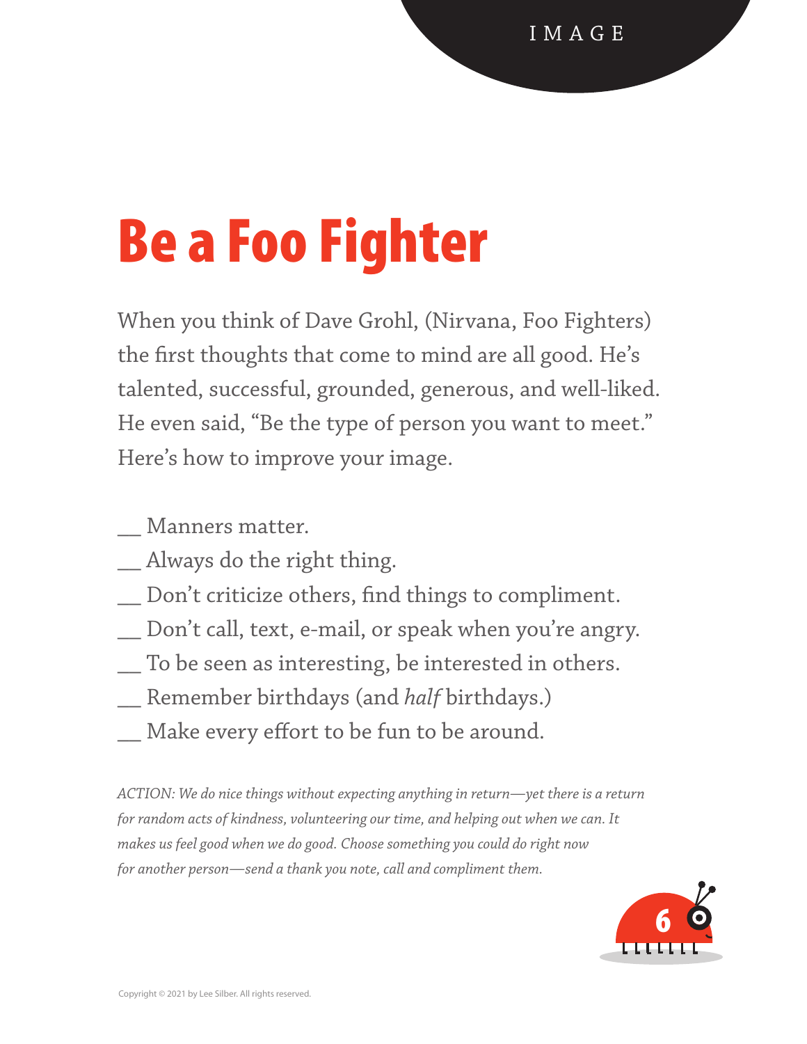IMAGE

# Be a Foo Fighter

When you think of Dave Grohl, (Nirvana, Foo Fighters) the first thoughts that come to mind are all good. He's talented, successful, grounded, generous, and well-liked. He even said, "Be the type of person you want to meet." Here's how to improve your image.

__ Manners matter.
__ Always do the right thing.
__ Don't criticize others, find things to compliment.
__ Don't call, text, e-mail, or speak when you're angry.
__ To be seen as interesting, be interested in others.
__ Remember birthdays (and *half* birthdays.)
__ Make every effort to be fun to be around.

*ACTION: We do nice things without expecting anything in return—yet there is a return for random acts of kindness, volunteering our time, and helping out when we can. It makes us feel good when we do good. Choose something you could do right now for another person—send a thank you note, call and compliment them.*

6

Copyright © 2021 by Lee Silber. All rights reserved.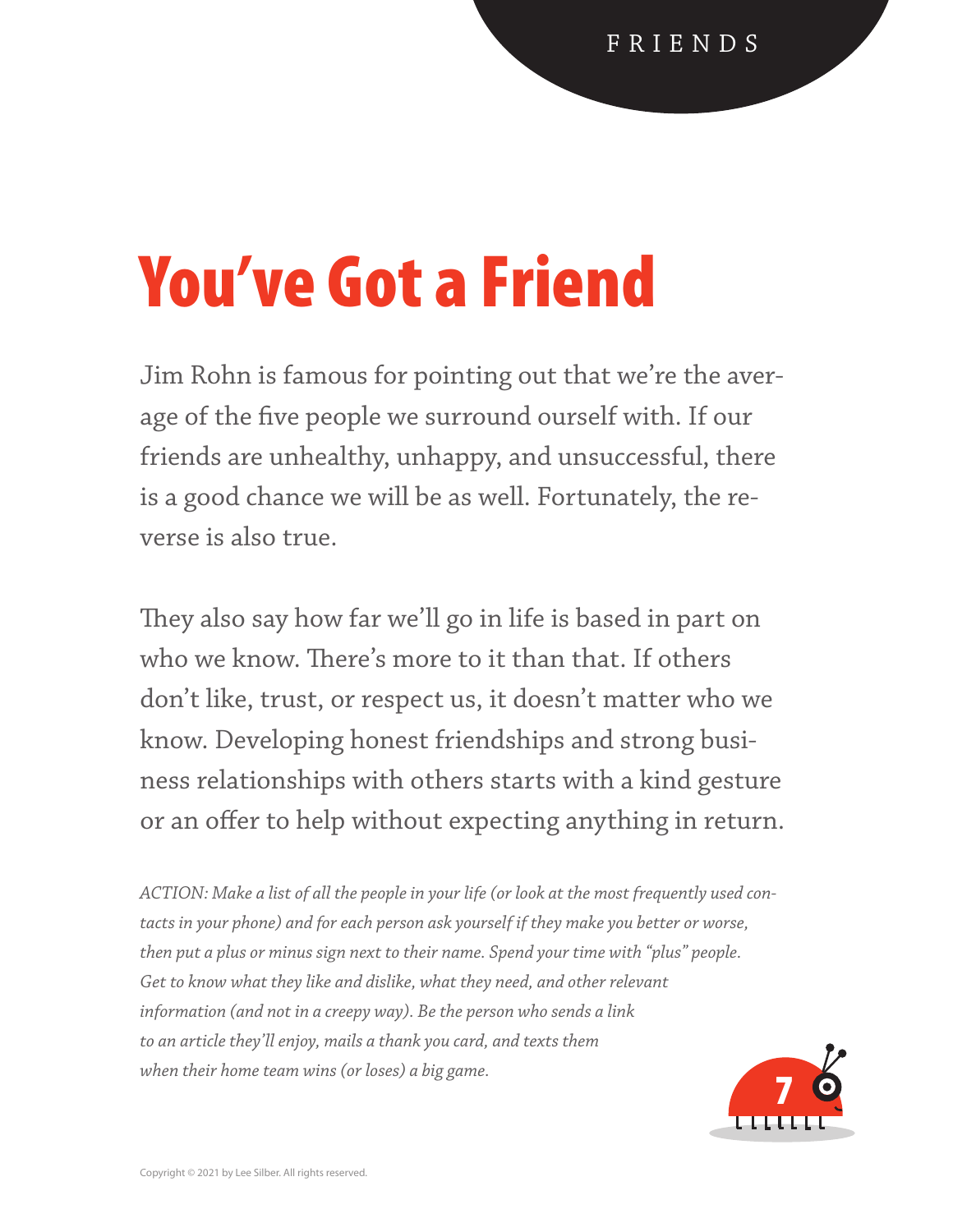# You've Got a Friend

Jim Rohn is famous for pointing out that we're the average of the five people we surround ourself with. If our friends are unhealthy, unhappy, and unsuccessful, there is a good chance we will be as well. Fortunately, the reverse is also true.

They also say how far we'll go in life is based in part on who we know. There's more to it than that. If others don't like, trust, or respect us, it doesn't matter who we know. Developing honest friendships and strong business relationships with others starts with a kind gesture or an offer to help without expecting anything in return.

*ACTION: Make a list of all the people in your life (or look at the most frequently used contacts in your phone) and for each person ask yourself if they make you better or worse, then put a plus or minus sign next to their name. Spend your time with "plus" people. Get to know what they like and dislike, what they need, and other relevant information (and not in a creepy way). Be the person who sends a link to an article they'll enjoy, mails a thank you card, and texts them when their home team wins (or loses) a big game.*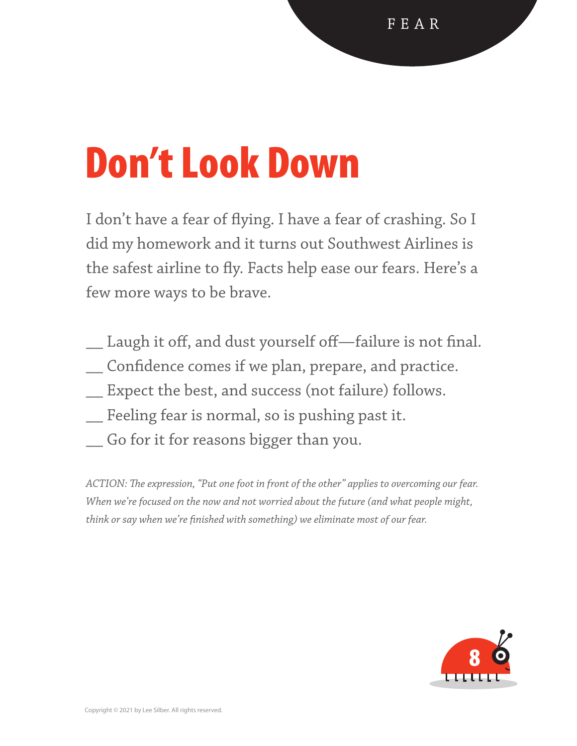FEAR

# Don’t Look Down

I don’t have a fear of flying. I have a fear of crashing. So I did my homework and it turns out Southwest Airlines is the safest airline to fly. Facts help ease our fears. Here’s a few more ways to be brave.

__ Laugh it off, and dust yourself off—failure is not final.
__ Confidence comes if we plan, prepare, and practice.
__ Expect the best, and success (not failure) follows.
__ Feeling fear is normal, so is pushing past it.
__ Go for it for reasons bigger than you.

*ACTION: The expression, “Put one foot in front of the other” applies to overcoming our fear. When we’re focused on the now and not worried about the future (and what people might, think or say when we’re finished with something) we eliminate most of our fear.*

8

Copyright © 2021 by Lee Silber. All rights reserved.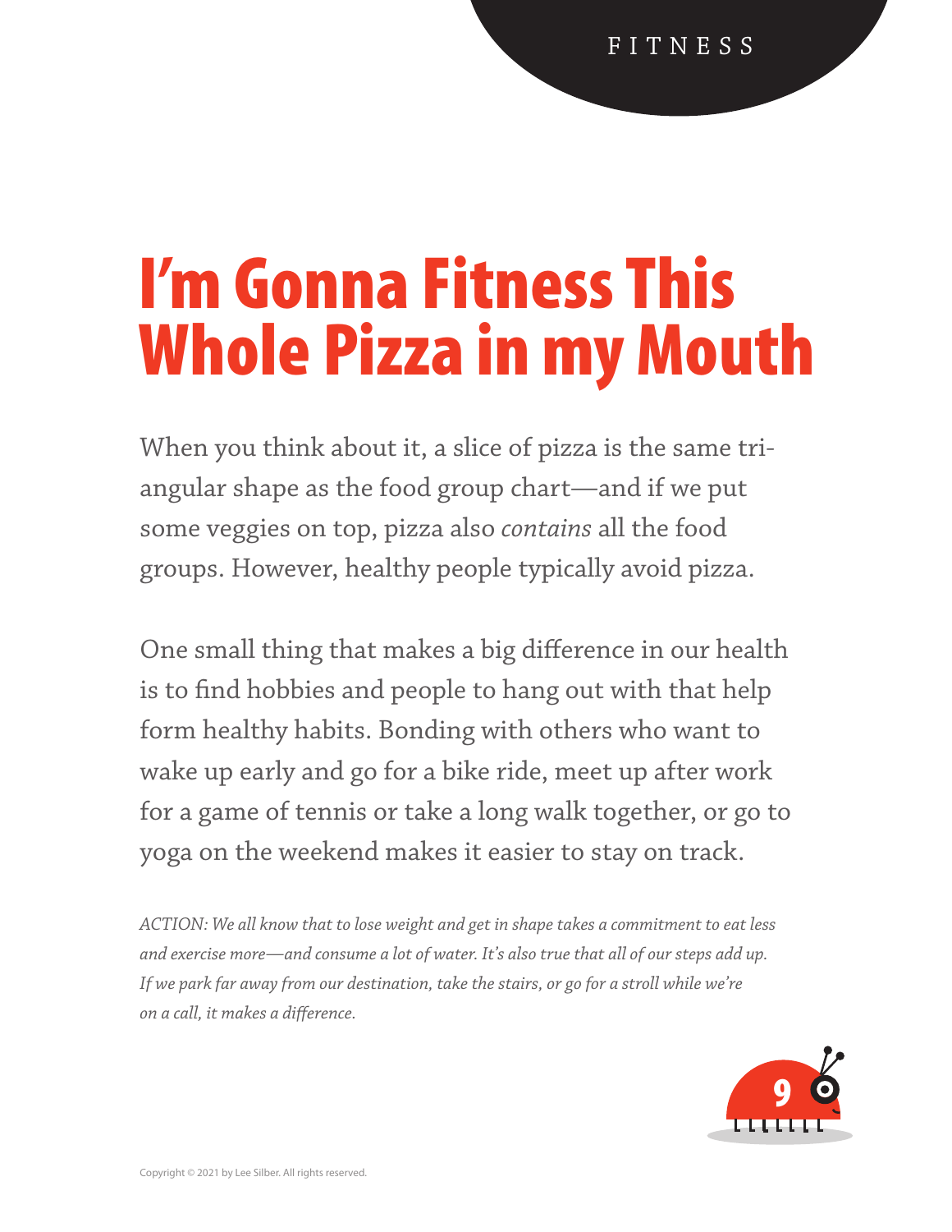FITNESS

# I'm Gonna Fitness This Whole Pizza in my Mouth

When you think about it, a slice of pizza is the same triangular shape as the food group chart—and if we put some veggies on top, pizza also *contains* all the food groups. However, healthy people typically avoid pizza.

One small thing that makes a big difference in our health is to find hobbies and people to hang out with that help form healthy habits. Bonding with others who want to wake up early and go for a bike ride, meet up after work for a game of tennis or take a long walk together, or go to yoga on the weekend makes it easier to stay on track.

*ACTION: We all know that to lose weight and get in shape takes a commitment to eat less and exercise more—and consume a lot of water. It's also true that all of our steps add up. If we park far away from our destination, take the stairs, or go for a stroll while we're on a call, it makes a difference.*

Copyright © 2021 by Lee Silber. All rights reserved.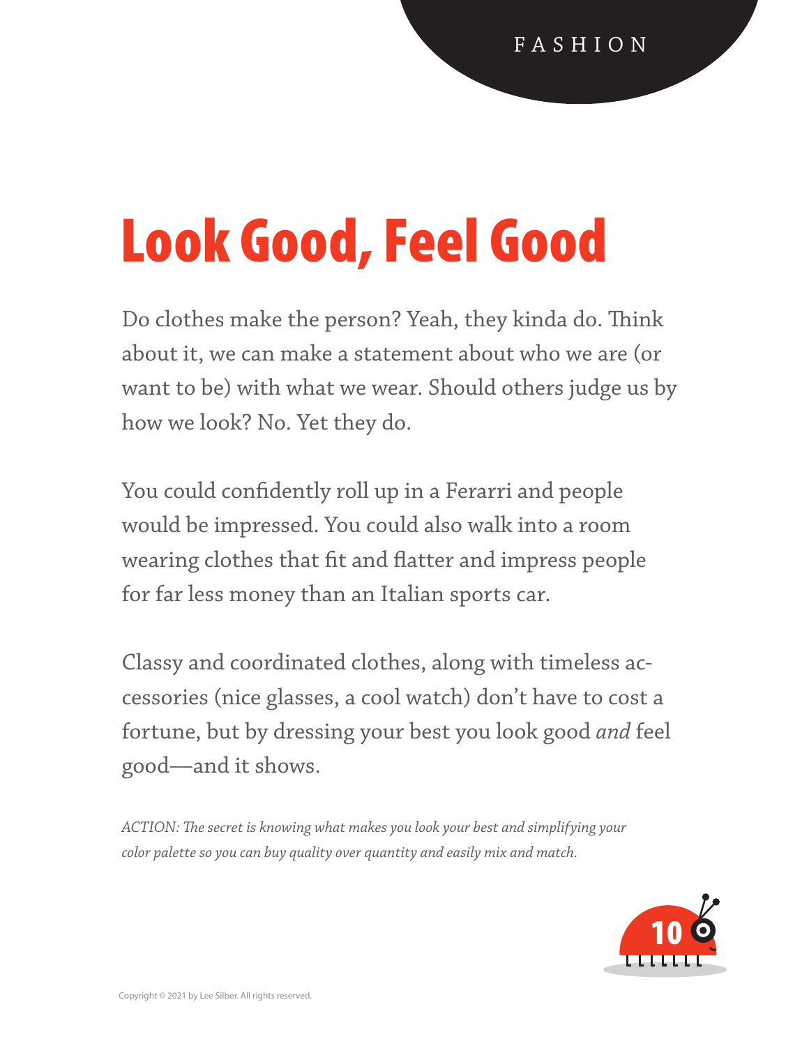FASHION

# Look Good, Feel Good

Do clothes make the person? Yeah, they kinda do. Think about it, we can make a statement about who we are (or want to be) with what we wear. Should others judge us by how we look? No. Yet they do.

You could confidently roll up in a Ferarri and people would be impressed. You could also walk into a room wearing clothes that fit and flatter and impress people for far less money than an Italian sports car.

Classy and coordinated clothes, along with timeless accessories (nice glasses, a cool watch) don't have to cost a fortune, but by dressing your best you look good *and* feel good—and it shows.

*ACTION: The secret is knowing what makes you look your best and simplifying your color palette so you can buy quality over quantity and easily mix and match.*

10

Copyright © 2021 by Lee Silber. All rights reserved.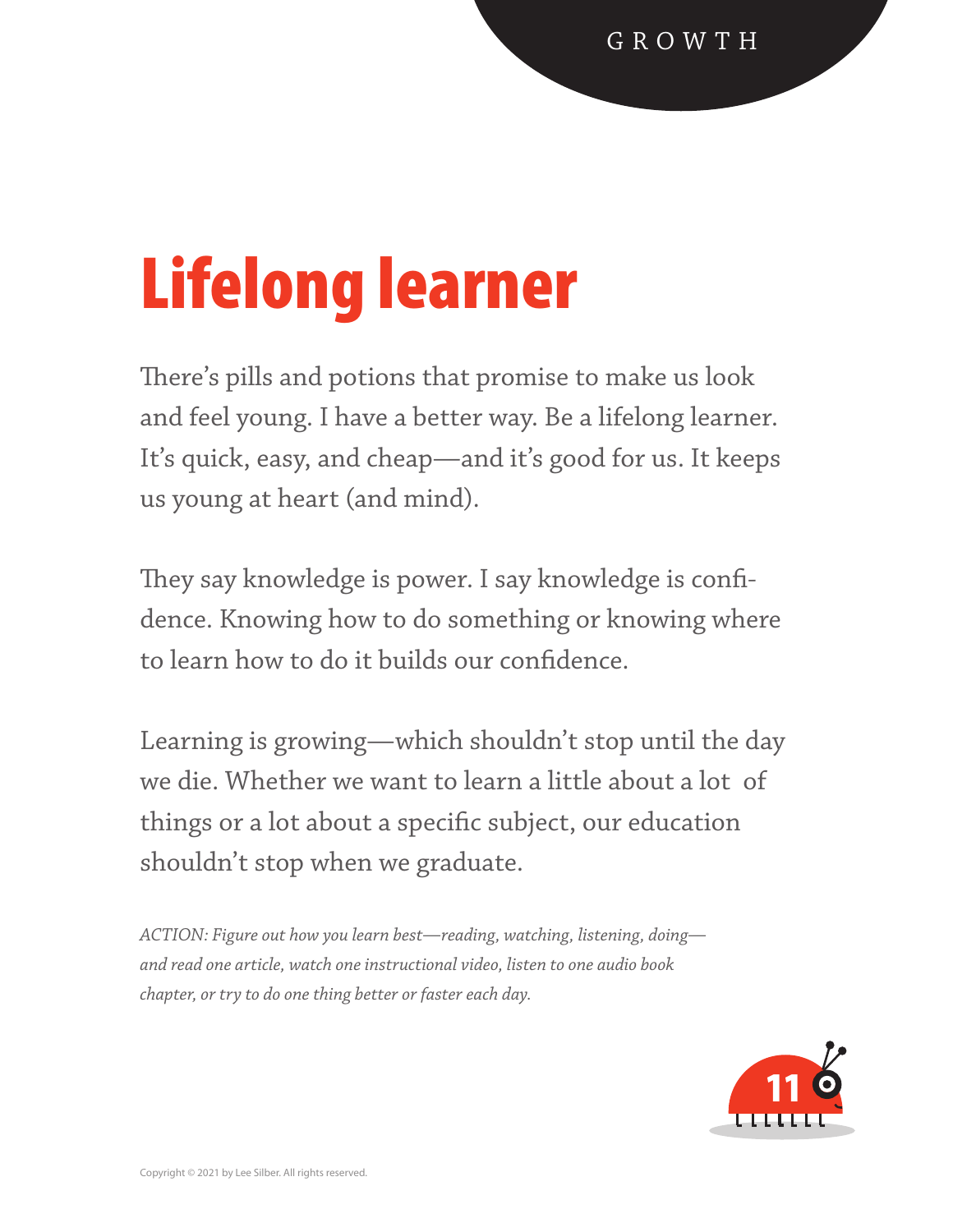# Lifelong learner

There's pills and potions that promise to make us look and feel young. I have a better way. Be a lifelong learner. It's quick, easy, and cheap—and it's good for us. It keeps us young at heart (and mind).

They say knowledge is power. I say knowledge is confidence. Knowing how to do something or knowing where to learn how to do it builds our confidence.

Learning is growing—which shouldn't stop until the day we die. Whether we want to learn a little about a lot of things or a lot about a specific subject, our education shouldn't stop when we graduate.

*ACTION: Figure out how you learn best—reading, watching, listening, doing—and read one article, watch one instructional video, listen to one audio book chapter, or try to do one thing better or faster each day.*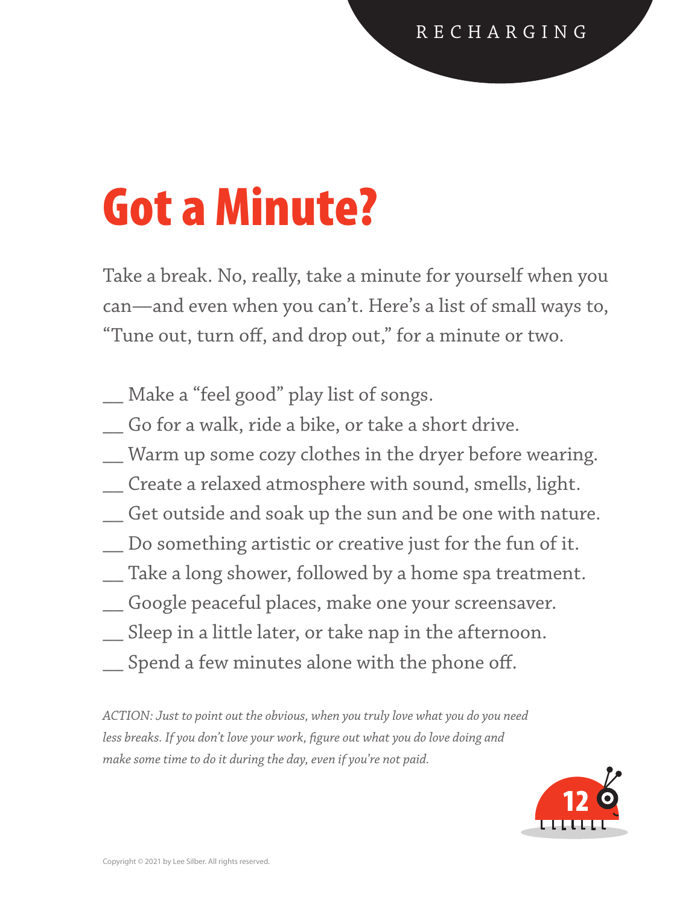RECHARGING

# Got a Minute?

Take a break. No, really, take a minute for yourself when you can—and even when you can't. Here's a list of small ways to, "Tune out, turn off, and drop out," for a minute or two.

__ Make a "feel good" play list of songs.
__ Go for a walk, ride a bike, or take a short drive.
__ Warm up some cozy clothes in the dryer before wearing.
__ Create a relaxed atmosphere with sound, smells, light.
__ Get outside and soak up the sun and be one with nature.
__ Do something artistic or creative just for the fun of it.
__ Take a long shower, followed by a home spa treatment.
__ Google peaceful places, make one your screensaver.
__ Sleep in a little later, or take nap in the afternoon.
__ Spend a few minutes alone with the phone off.

*ACTION: Just to point out the obvious, when you truly love what you do you need less breaks. If you don't love your work, figure out what you do love doing and make some time to do it during the day, even if you're not paid.*

Copyright © 2021 by Lee Silber. All rights reserved.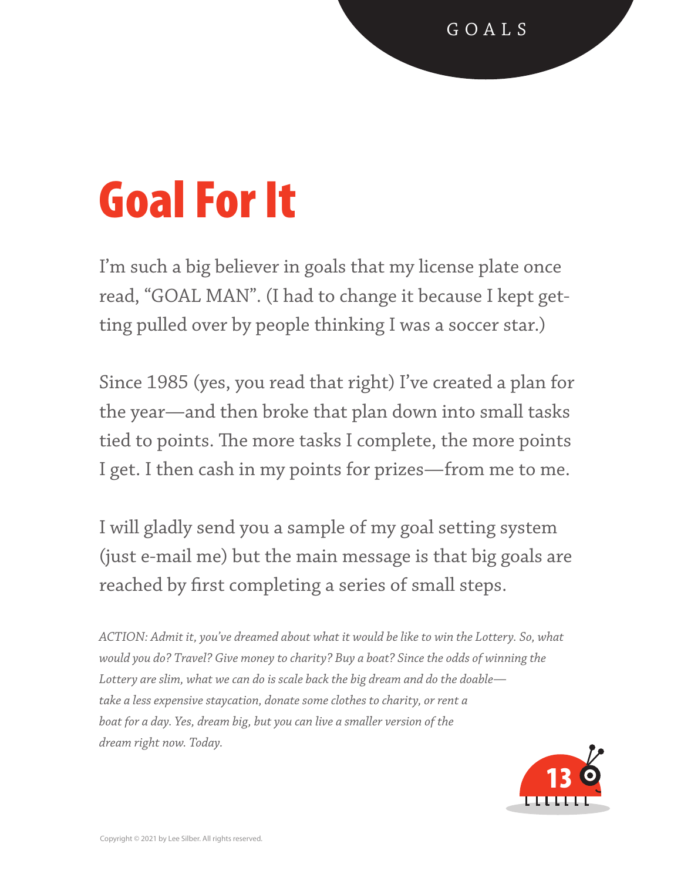# Goal For It

I'm such a big believer in goals that my license plate once read, "GOAL MAN". (I had to change it because I kept getting pulled over by people thinking I was a soccer star.)

Since 1985 (yes, you read that right) I've created a plan for the year—and then broke that plan down into small tasks tied to points. The more tasks I complete, the more points I get. I then cash in my points for prizes—from me to me.

I will gladly send you a sample of my goal setting system (just e-mail me) but the main message is that big goals are reached by first completing a series of small steps.

*ACTION: Admit it, you've dreamed about what it would be like to win the Lottery. So, what would you do? Travel? Give money to charity? Buy a boat? Since the odds of winning the Lottery are slim, what we can do is scale back the big dream and do the doable—take a less expensive staycation, donate some clothes to charity, or rent a boat for a day. Yes, dream big, but you can live a smaller version of the dream right now. Today.*

Copyright © 2021 by Lee Silber. All rights reserved.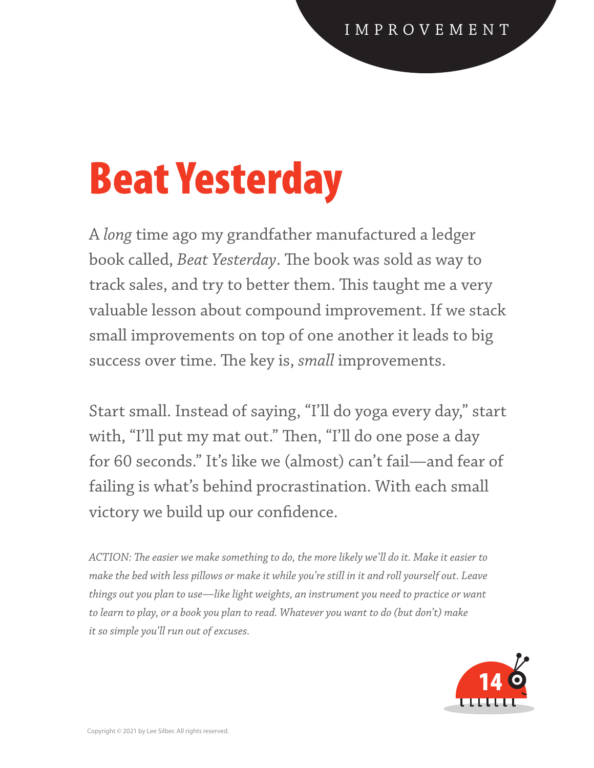# Beat Yesterday

A *long* time ago my grandfather manufactured a ledger book called, *Beat Yesterday*. The book was sold as way to track sales, and try to better them. This taught me a very valuable lesson about compound improvement. If we stack small improvements on top of one another it leads to big success over time. The key is, *small* improvements.

Start small. Instead of saying, "I'll do yoga every day," start with, "I'll put my mat out." Then, "I'll do one pose a day for 60 seconds." It's like we (almost) can't fail—and fear of failing is what's behind procrastination. With each small victory we build up our confidence.

*ACTION: The easier we make something to do, the more likely we'll do it. Make it easier to make the bed with less pillows or make it while you're still in it and roll yourself out. Leave things out you plan to use—like light weights, an instrument you need to practice or want to learn to play, or a book you plan to read. Whatever you want to do (but don't) make it so simple you'll run out of excuses.*

Copyright © 2021 by Lee Silber. All rights reserved.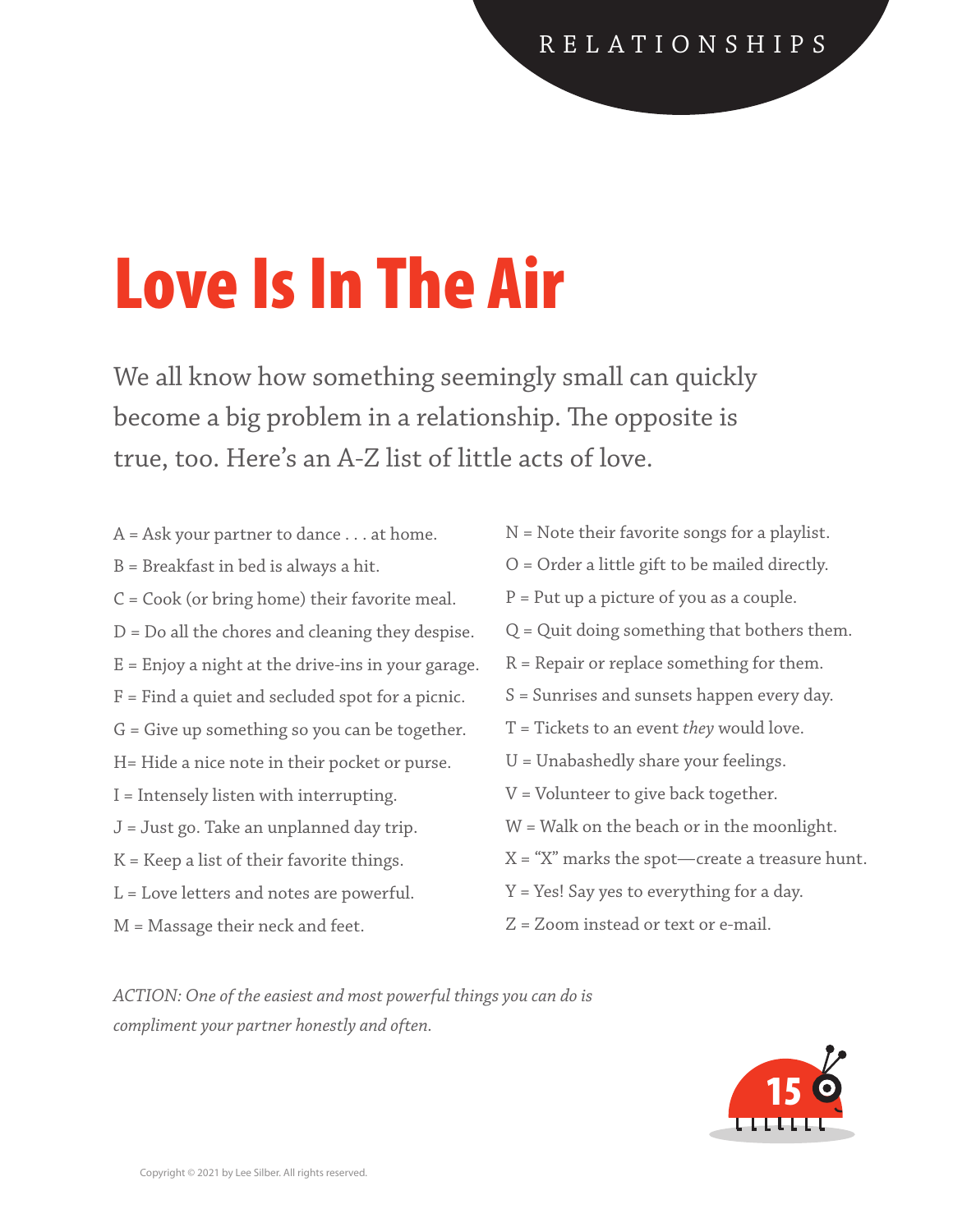# Love Is In The Air

We all know how something seemingly small can quickly become a big problem in a relationship. The opposite is true, too. Here's an A-Z list of little acts of love.

A = Ask your partner to dance . . . at home.

B = Breakfast in bed is always a hit.

C = Cook (or bring home) their favorite meal.

D = Do all the chores and cleaning they despise.

E = Enjoy a night at the drive-ins in your garage.

F = Find a quiet and secluded spot for a picnic.

G = Give up something so you can be together.

H= Hide a nice note in their pocket or purse.

I = Intensely listen with interrupting.

J = Just go. Take an unplanned day trip.

K = Keep a list of their favorite things.

L = Love letters and notes are powerful.

M = Massage their neck and feet.

N = Note their favorite songs for a playlist.

O = Order a little gift to be mailed directly.

P = Put up a picture of you as a couple.

Q = Quit doing something that bothers them.

R = Repair or replace something for them.

S = Sunrises and sunsets happen every day.

T = Tickets to an event *they* would love.

U = Unabashedly share your feelings.

V = Volunteer to give back together.

W = Walk on the beach or in the moonlight.

X = "X" marks the spot—create a treasure hunt.

Y = Yes! Say yes to everything for a day.

Z = Zoom instead or text or e-mail.

*ACTION: One of the easiest and most powerful things you can do is compliment your partner honestly and often.*

Copyright © 2021 by Lee Silber. All rights reserved.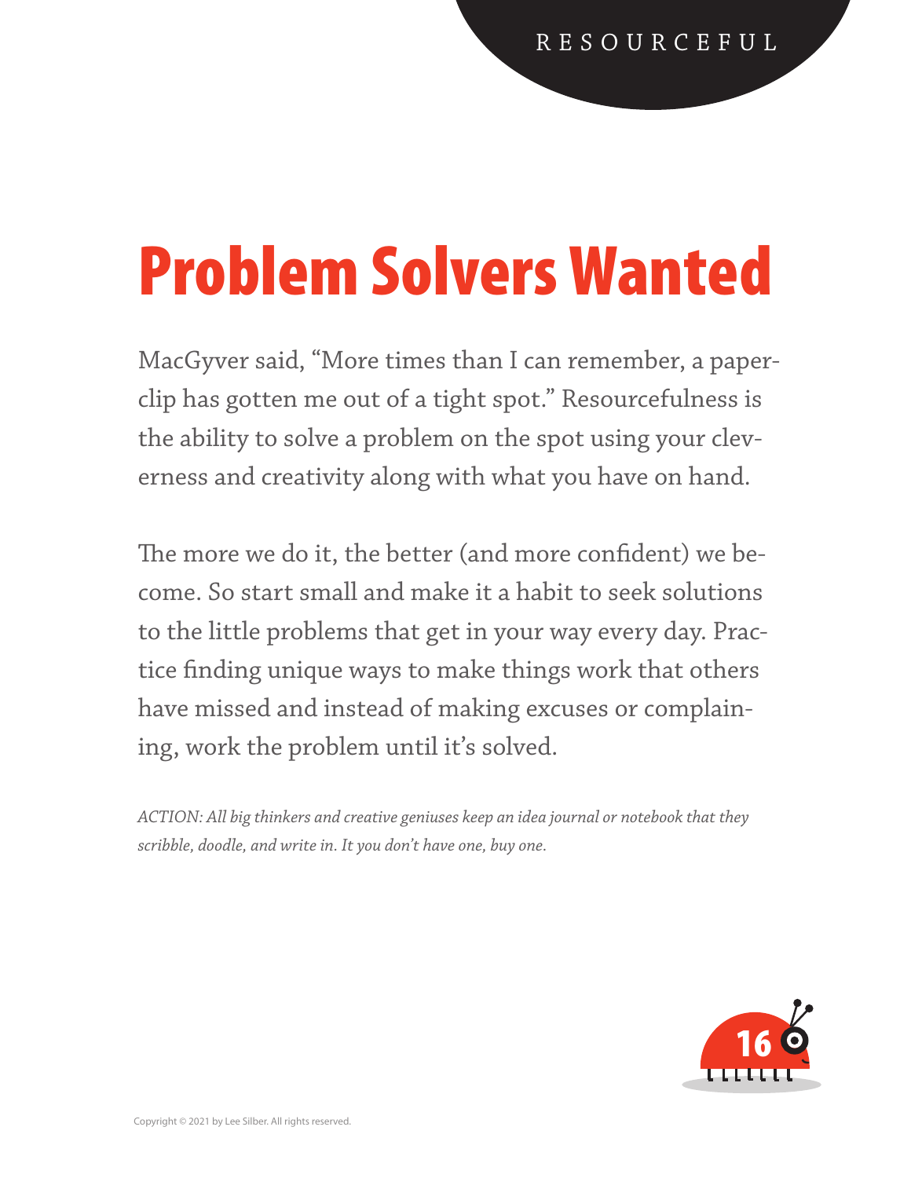RESOURCEFUL

# Problem Solvers Wanted

MacGyver said, "More times than I can remember, a paperclip has gotten me out of a tight spot." Resourcefulness is the ability to solve a problem on the spot using your cleverness and creativity along with what you have on hand.

The more we do it, the better (and more confident) we become. So start small and make it a habit to seek solutions to the little problems that get in your way every day. Practice finding unique ways to make things work that others have missed and instead of making excuses or complaining, work the problem until it's solved.

*ACTION: All big thinkers and creative geniuses keep an idea journal or notebook that they scribble, doodle, and write in. It you don't have one, buy one.*

Copyright © 2021 by Lee Silber. All rights reserved.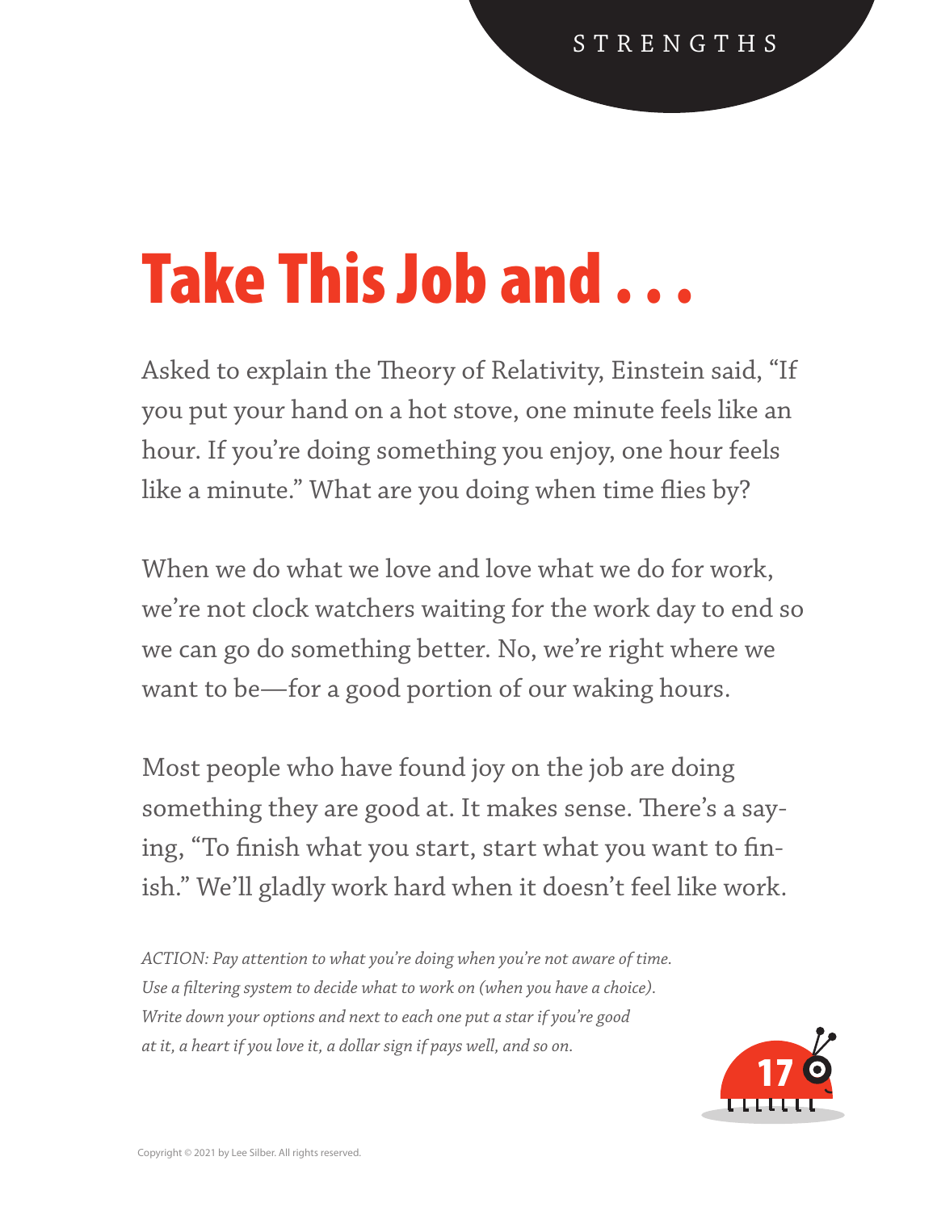# Take This Job and . . .

Asked to explain the Theory of Relativity, Einstein said, "If you put your hand on a hot stove, one minute feels like an hour. If you're doing something you enjoy, one hour feels like a minute." What are you doing when time flies by?

When we do what we love and love what we do for work, we're not clock watchers waiting for the work day to end so we can go do something better. No, we're right where we want to be—for a good portion of our waking hours.

Most people who have found joy on the job are doing something they are good at. It makes sense. There's a saying, "To finish what you start, start what you want to finish." We'll gladly work hard when it doesn't feel like work.

*ACTION: Pay attention to what you're doing when you're not aware of time. Use a filtering system to decide what to work on (when you have a choice). Write down your options and next to each one put a star if you're good at it, a heart if you love it, a dollar sign if pays well, and so on.*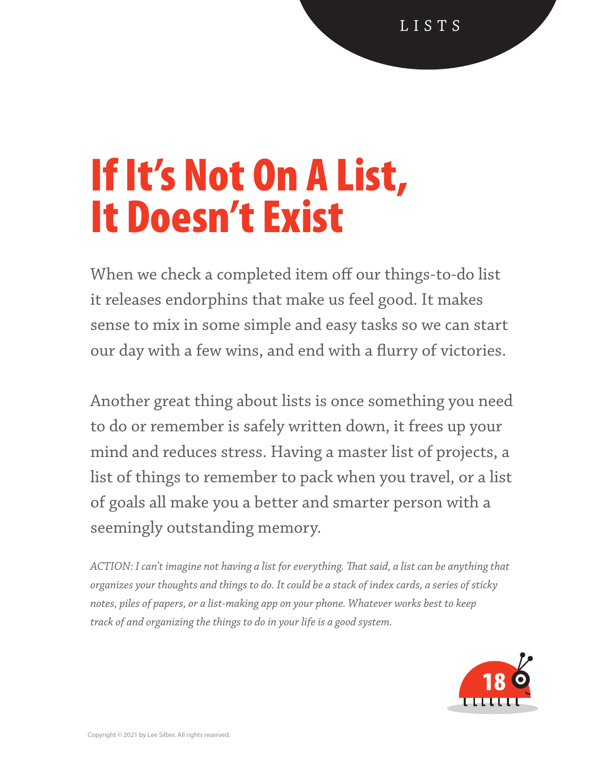# If It's Not On A List, It Doesn't Exist

When we check a completed item off our things-to-do list it releases endorphins that make us feel good. It makes sense to mix in some simple and easy tasks so we can start our day with a few wins, and end with a flurry of victories.

Another great thing about lists is once something you need to do or remember is safely written down, it frees up your mind and reduces stress. Having a master list of projects, a list of things to remember to pack when you travel, or a list of goals all make you a better and smarter person with a seemingly outstanding memory.

*ACTION: I can't imagine not having a list for everything. That said, a list can be anything that organizes your thoughts and things to do. It could be a stack of index cards, a series of sticky notes, piles of papers, or a list-making app on your phone. Whatever works best to keep track of and organizing the things to do in your life is a good system.*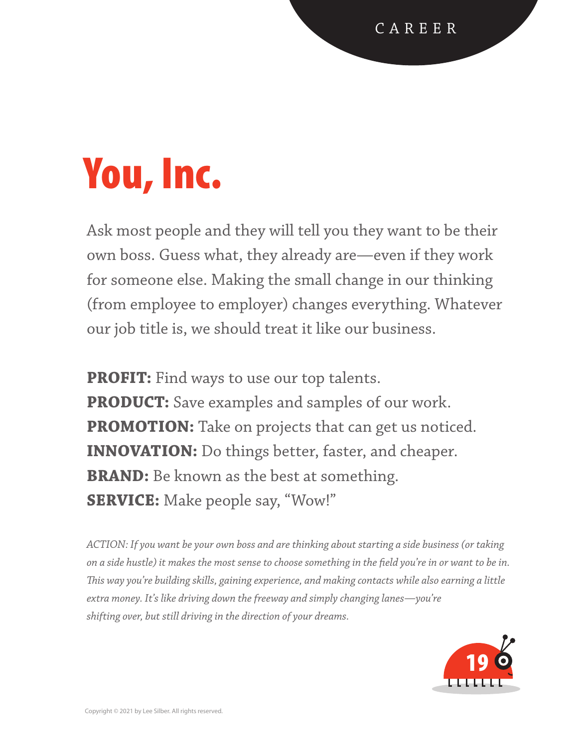CAREER

# You, Inc.

Ask most people and they will tell you they want to be their own boss. Guess what, they already are—even if they work for someone else. Making the small change in our thinking (from employee to employer) changes everything. Whatever our job title is, we should treat it like our business.

**PROFIT:** Find ways to use our top talents.
**PRODUCT:** Save examples and samples of our work.
**PROMOTION:** Take on projects that can get us noticed.
**INNOVATION:** Do things better, faster, and cheaper.
**BRAND:** Be known as the best at something.
**SERVICE:** Make people say, "Wow!"

*ACTION: If you want be your own boss and are thinking about starting a side business (or taking on a side hustle) it makes the most sense to choose something in the field you're in or want to be in. This way you're building skills, gaining experience, and making contacts while also earning a little extra money. It's like driving down the freeway and simply changing lanes—you're shifting over, but still driving in the direction of your dreams.*

Copyright © 2021 by Lee Silber. All rights reserved.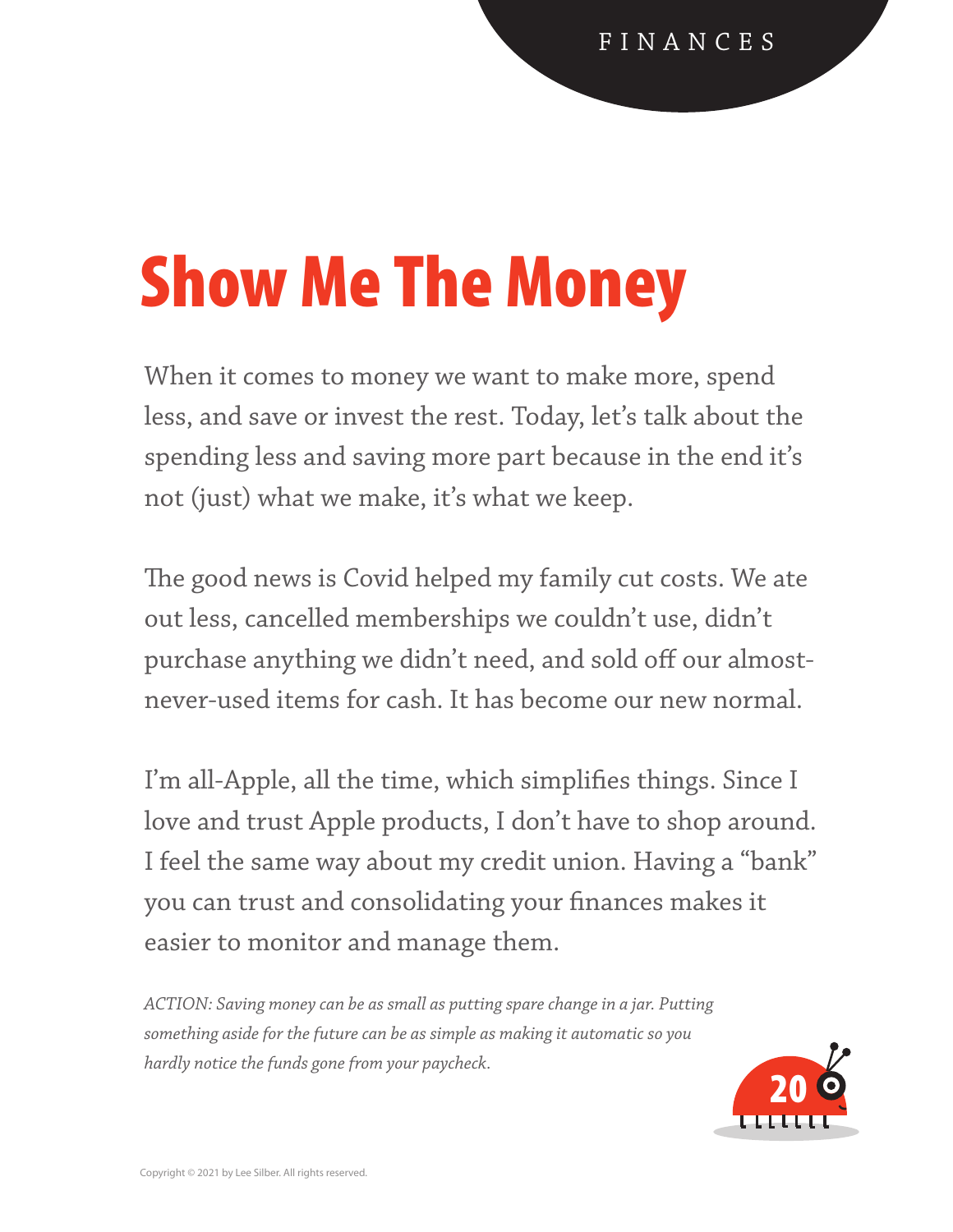FINANCES

# Show Me The Money

When it comes to money we want to make more, spend less, and save or invest the rest. Today, let's talk about the spending less and saving more part because in the end it's not (just) what we make, it's what we keep.

The good news is Covid helped my family cut costs. We ate out less, cancelled memberships we couldn't use, didn't purchase anything we didn't need, and sold off our almost-never-used items for cash. It has become our new normal.

I'm all-Apple, all the time, which simplifies things. Since I love and trust Apple products, I don't have to shop around. I feel the same way about my credit union. Having a "bank" you can trust and consolidating your finances makes it easier to monitor and manage them.

*ACTION: Saving money can be as small as putting spare change in a jar. Putting something aside for the future can be as simple as making it automatic so you hardly notice the funds gone from your paycheck.*

Copyright © 2021 by Lee Silber. All rights reserved.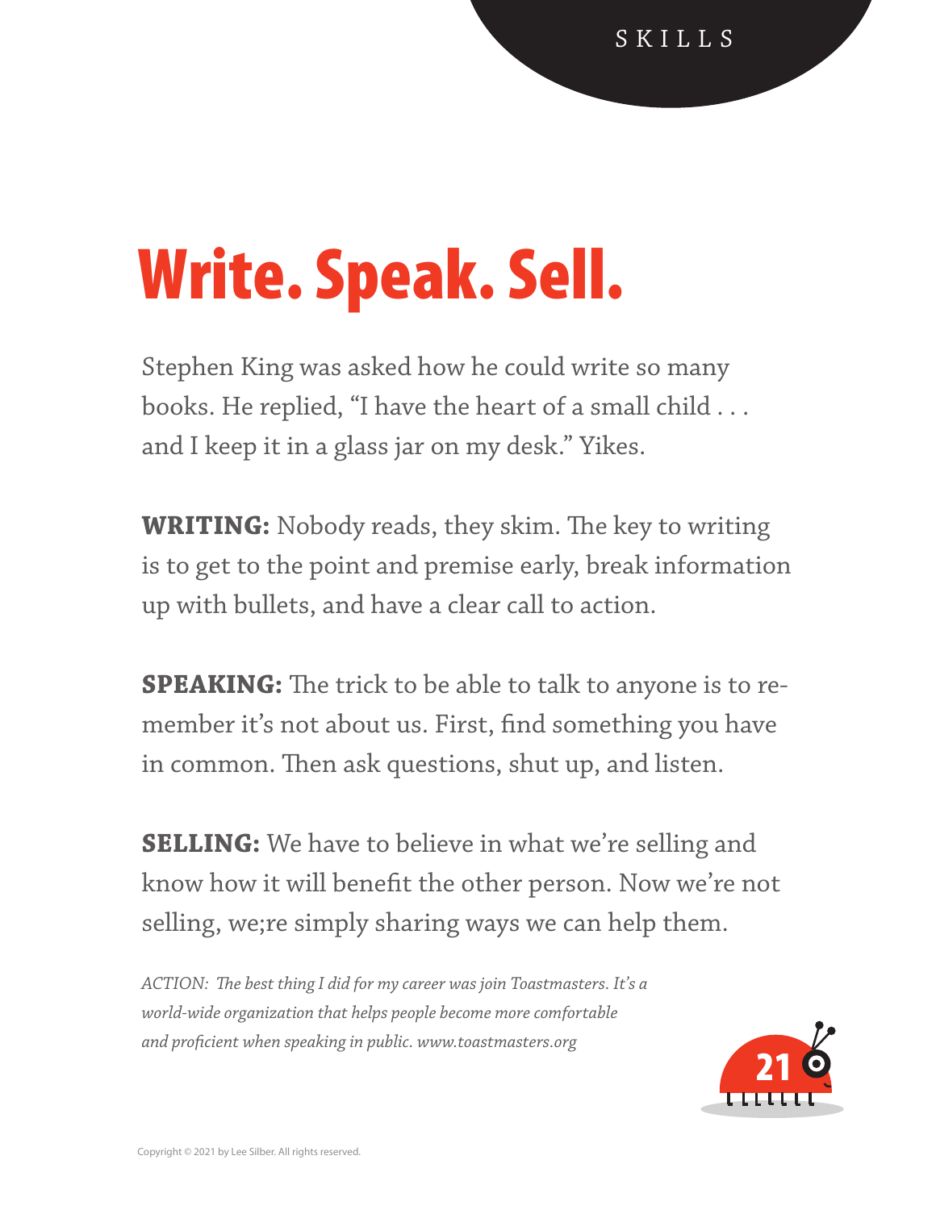# Write. Speak. Sell.

Stephen King was asked how he could write so many books. He replied, "I have the heart of a small child . . . and I keep it in a glass jar on my desk." Yikes.

**WRITING:** Nobody reads, they skim. The key to writing is to get to the point and premise early, break information up with bullets, and have a clear call to action.

**SPEAKING:** The trick to be able to talk to anyone is to remember it's not about us. First, find something you have in common. Then ask questions, shut up, and listen.

**SELLING:** We have to believe in what we're selling and know how it will benefit the other person. Now we're not selling, we;re simply sharing ways we can help them.

*ACTION: The best thing I did for my career was join Toastmasters. It's a world-wide organization that helps people become more comfortable and proficient when speaking in public. www.toastmasters.org*

Copyright © 2021 by Lee Silber. All rights reserved.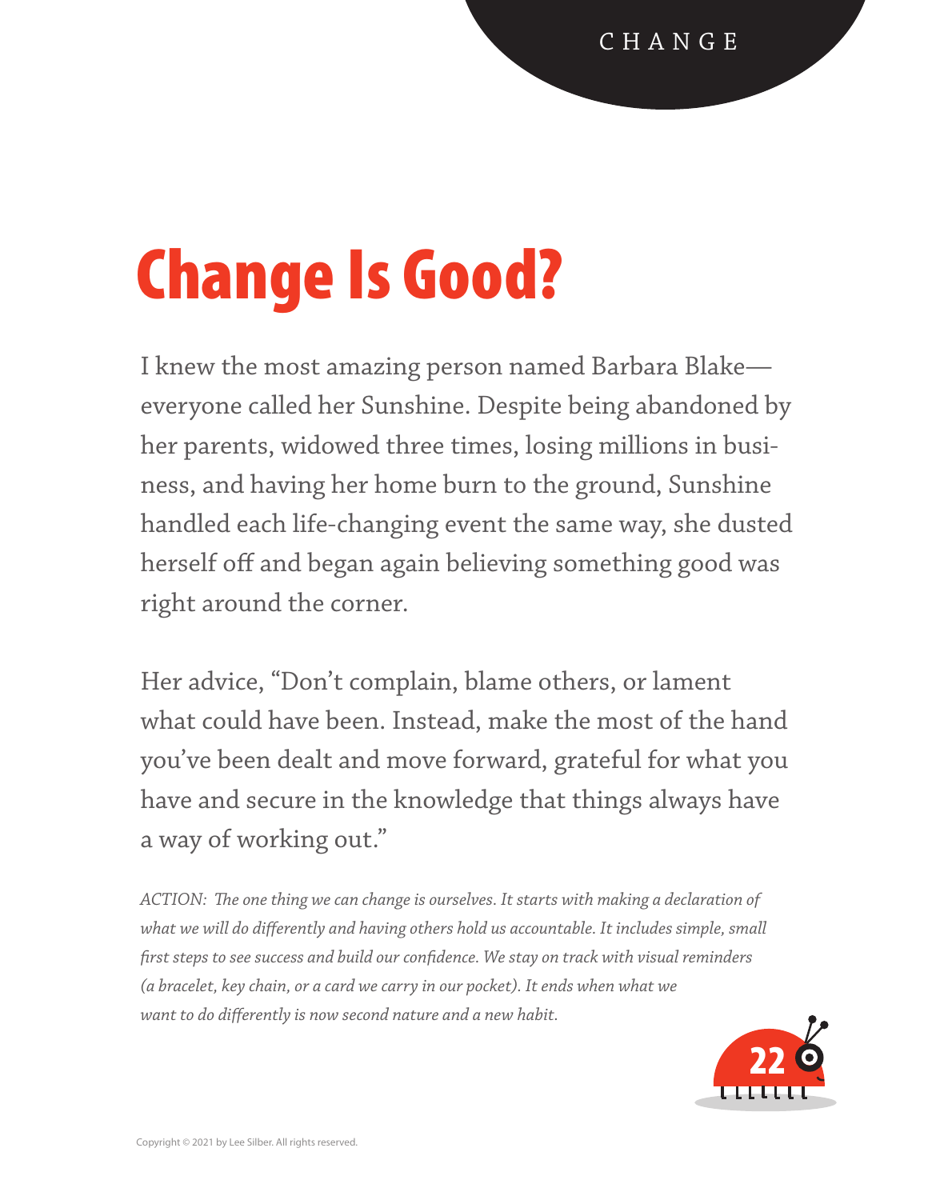# Change Is Good?

I knew the most amazing person named Barbara Blake—everyone called her Sunshine. Despite being abandoned by her parents, widowed three times, losing millions in business, and having her home burn to the ground, Sunshine handled each life-changing event the same way, she dusted herself off and began again believing something good was right around the corner.

Her advice, “Don’t complain, blame others, or lament what could have been. Instead, make the most of the hand you’ve been dealt and move forward, grateful for what you have and secure in the knowledge that things always have a way of working out.”

*ACTION: The one thing we can change is ourselves. It starts with making a declaration of what we will do differently and having others hold us accountable. It includes simple, small first steps to see success and build our confidence. We stay on track with visual reminders (a bracelet, key chain, or a card we carry in our pocket). It ends when what we want to do differently is now second nature and a new habit.*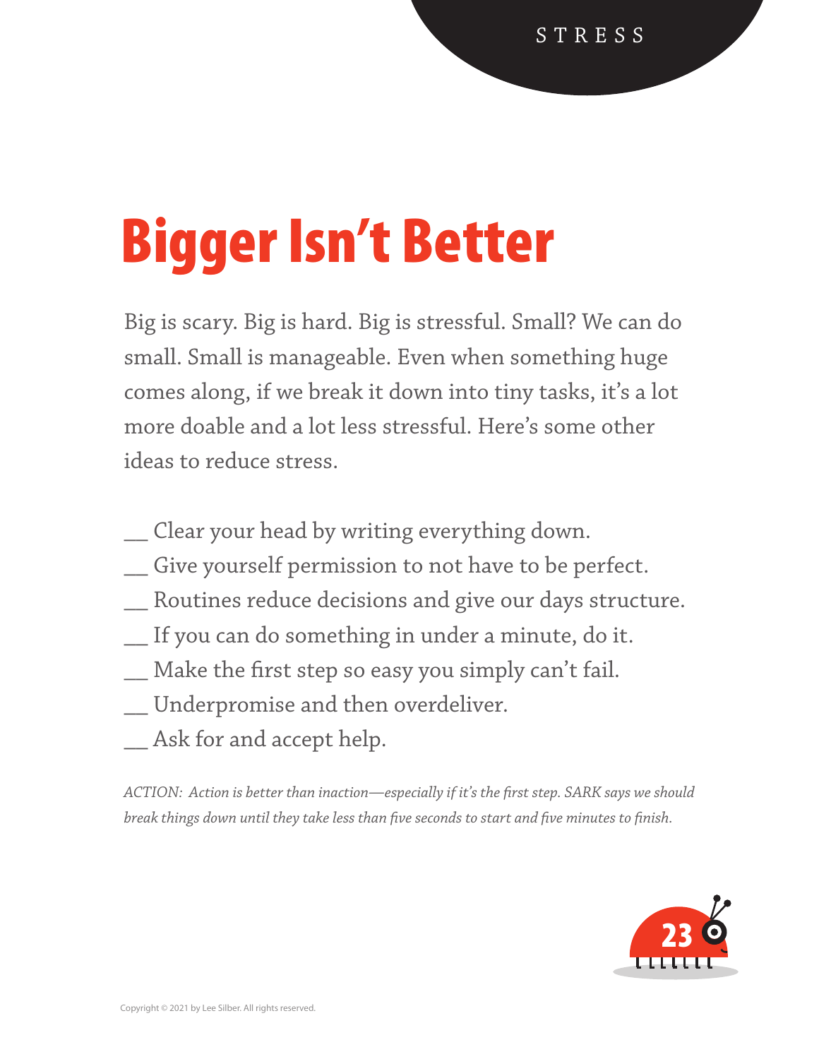# Bigger Isn't Better

Big is scary. Big is hard. Big is stressful. Small? We can do small. Small is manageable. Even when something huge comes along, if we break it down into tiny tasks, it's a lot more doable and a lot less stressful. Here's some other ideas to reduce stress.

__ Clear your head by writing everything down.
__ Give yourself permission to not have to be perfect.
__ Routines reduce decisions and give our days structure.
__ If you can do something in under a minute, do it.
__ Make the first step so easy you simply can't fail.
__ Underpromise and then overdeliver.
__ Ask for and accept help.

*ACTION: Action is better than inaction—especially if it's the first step. SARK says we should break things down until they take less than five seconds to start and five minutes to finish.*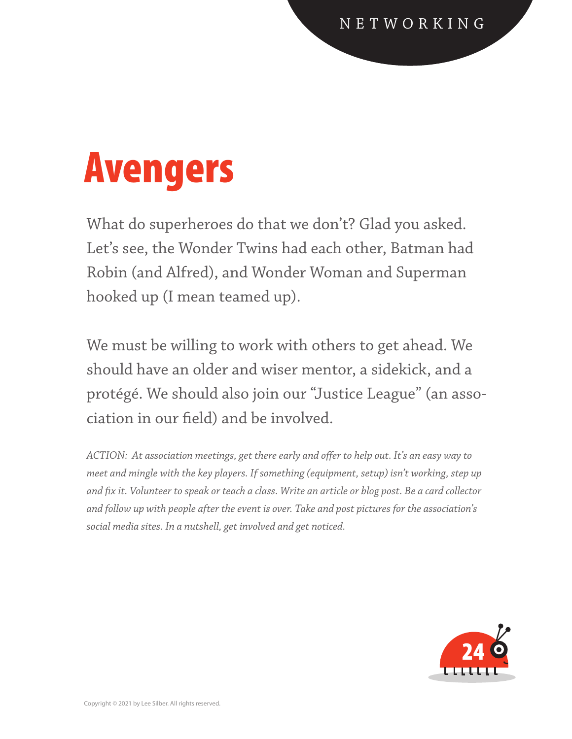# Avengers

What do superheroes do that we don't? Glad you asked. Let's see, the Wonder Twins had each other, Batman had Robin (and Alfred), and Wonder Woman and Superman hooked up (I mean teamed up).

We must be willing to work with others to get ahead. We should have an older and wiser mentor, a sidekick, and a protégé. We should also join our "Justice League" (an association in our field) and be involved.

*ACTION: At association meetings, get there early and offer to help out. It's an easy way to meet and mingle with the key players. If something (equipment, setup) isn't working, step up and fix it. Volunteer to speak or teach a class. Write an article or blog post. Be a card collector and follow up with people after the event is over. Take and post pictures for the association's social media sites. In a nutshell, get involved and get noticed.*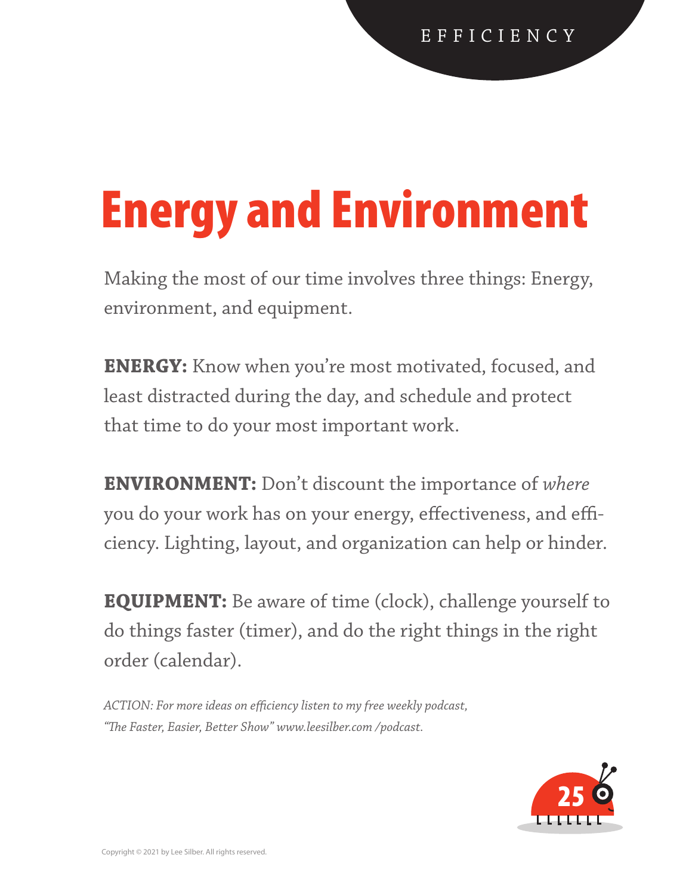EFFICIENCY

# Energy and Environment

Making the most of our time involves three things: Energy, environment, and equipment.

**ENERGY:** Know when you're most motivated, focused, and least distracted during the day, and schedule and protect that time to do your most important work.

**ENVIRONMENT:** Don't discount the importance of *where* you do your work has on your energy, effectiveness, and efficiency. Lighting, layout, and organization can help or hinder.

**EQUIPMENT:** Be aware of time (clock), challenge yourself to do things faster (timer), and do the right things in the right order (calendar).

*ACTION: For more ideas on efficiency listen to my free weekly podcast, "The Faster, Easier, Better Show" www.leesilber.com /podcast.*

Copyright © 2021 by Lee Silber. All rights reserved.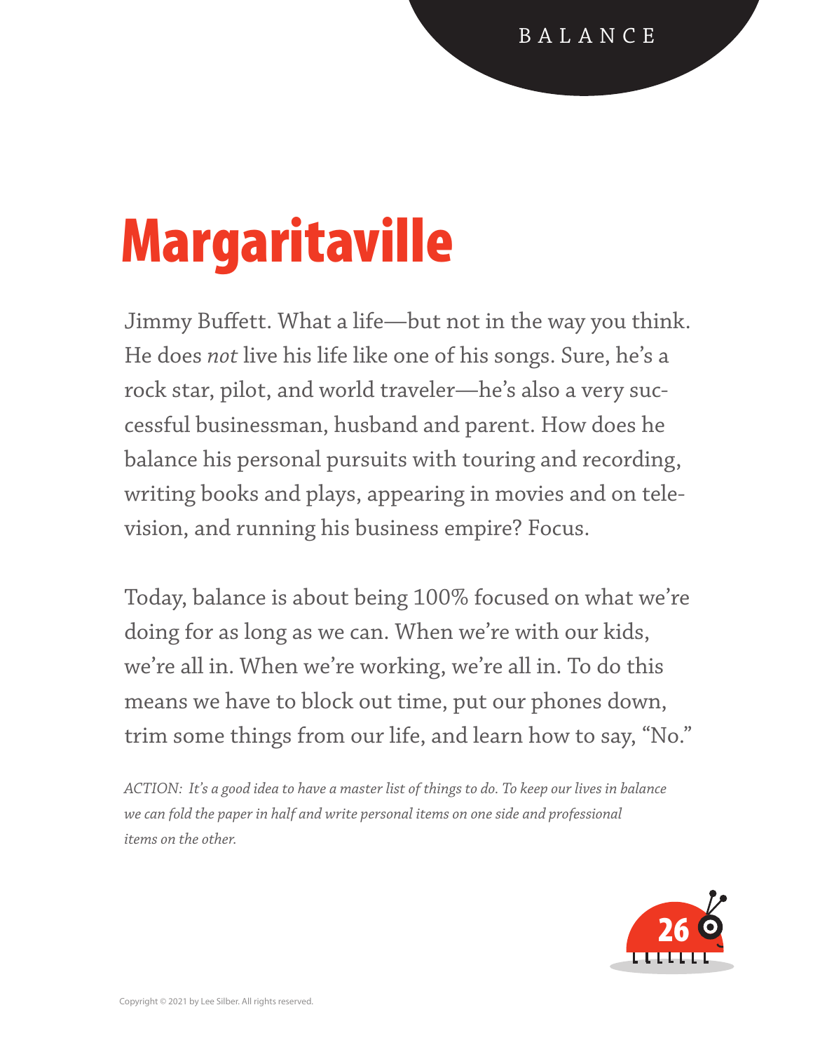# Margaritaville

Jimmy Buffett. What a life—but not in the way you think. He does *not* live his life like one of his songs. Sure, he's a rock star, pilot, and world traveler—he's also a very successful businessman, husband and parent. How does he balance his personal pursuits with touring and recording, writing books and plays, appearing in movies and on television, and running his business empire? Focus.

Today, balance is about being 100% focused on what we're doing for as long as we can. When we're with our kids, we're all in. When we're working, we're all in. To do this means we have to block out time, put our phones down, trim some things from our life, and learn how to say, "No."

*ACTION: It's a good idea to have a master list of things to do. To keep our lives in balance we can fold the paper in half and write personal items on one side and professional items on the other.*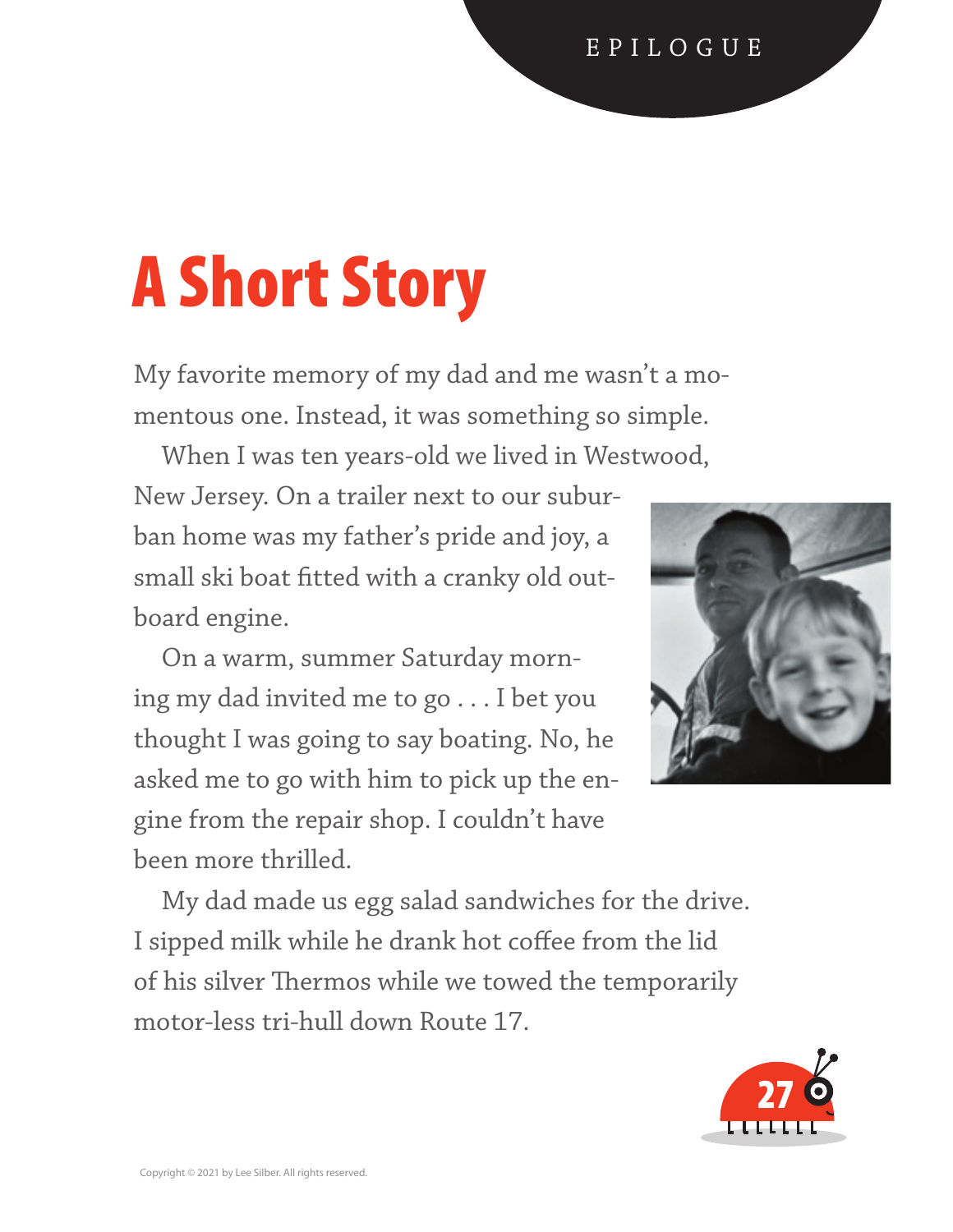EPILOGUE

# A Short Story

My favorite memory of my dad and me wasn't a momentous one. Instead, it was something so simple.

When I was ten years-old we lived in Westwood, New Jersey. On a trailer next to our suburban home was my father's pride and joy, a small ski boat fitted with a cranky old outboard engine.

On a warm, summer Saturday morning my dad invited me to go . . . I bet you thought I was going to say boating. No, he asked me to go with him to pick up the engine from the repair shop. I couldn't have been more thrilled.

My dad made us egg salad sandwiches for the drive. I sipped milk while he drank hot coffee from the lid of his silver Thermos while we towed the temporarily motor-less tri-hull down Route 17.

Copyright © 2021 by Lee Silber. All rights reserved.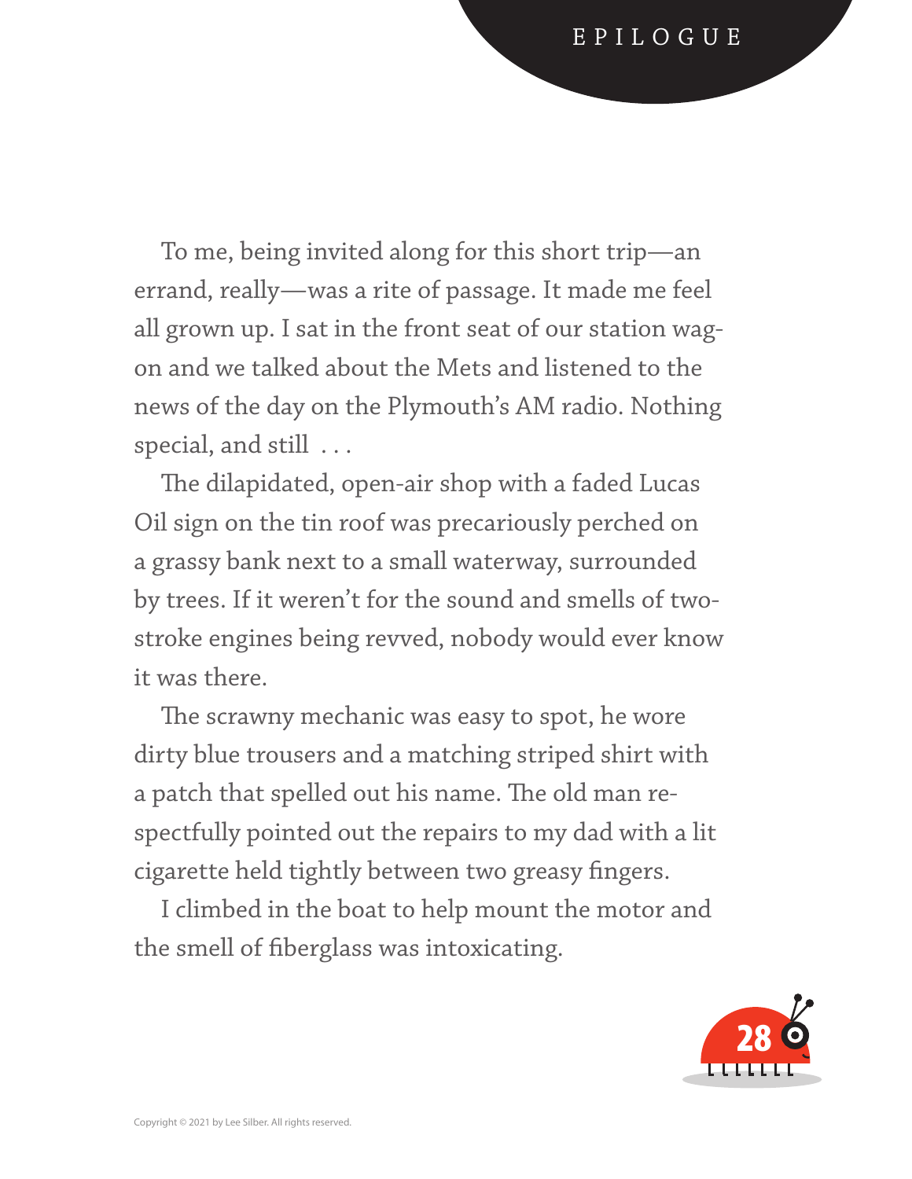# EPILOGUE

To me, being invited along for this short trip—an errand, really—was a rite of passage. It made me feel all grown up. I sat in the front seat of our station wagon and we talked about the Mets and listened to the news of the day on the Plymouth's AM radio. Nothing special, and still . . .

The dilapidated, open-air shop with a faded Lucas Oil sign on the tin roof was precariously perched on a grassy bank next to a small waterway, surrounded by trees. If it weren't for the sound and smells of two-stroke engines being revved, nobody would ever know it was there.

The scrawny mechanic was easy to spot, he wore dirty blue trousers and a matching striped shirt with a patch that spelled out his name. The old man respectfully pointed out the repairs to my dad with a lit cigarette held tightly between two greasy fingers.

I climbed in the boat to help mount the motor and the smell of fiberglass was intoxicating.

Copyright © 2021 by Lee Silber. All rights reserved.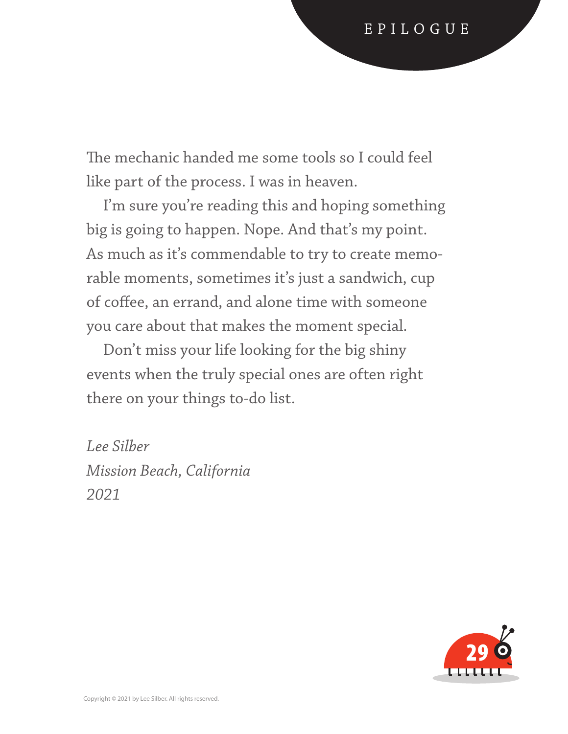The mechanic handed me some tools so I could feel like part of the process. I was in heaven.

I'm sure you're reading this and hoping something big is going to happen. Nope. And that's my point. As much as it's commendable to try to create memorable moments, sometimes it's just a sandwich, cup of coffee, an errand, and alone time with someone you care about that makes the moment special.

Don't miss your life looking for the big shiny events when the truly special ones are often right there on your things to-do list.

*Lee Silber*
*Mission Beach, California*
*2021*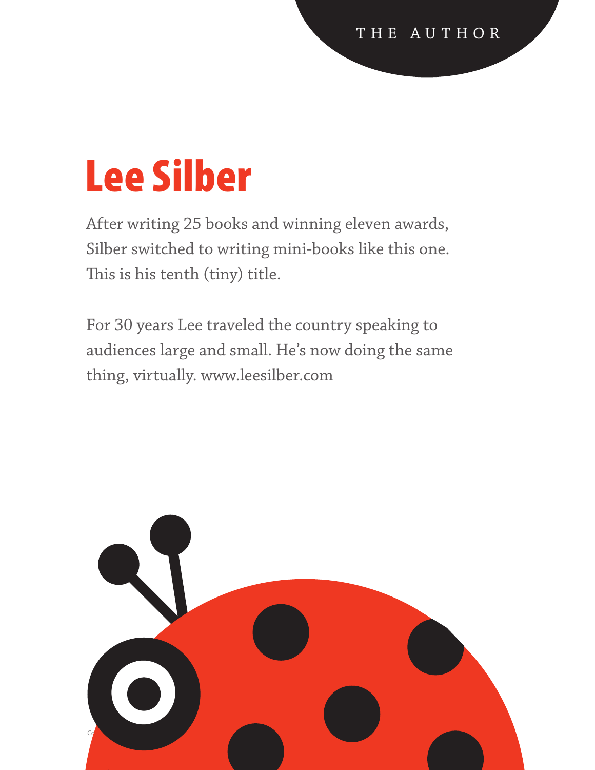THE AUTHOR

# Lee Silber

After writing 25 books and winning eleven awards, Silber switched to writing mini-books like this one. This is his tenth (tiny) title.

For 30 years Lee traveled the country speaking to audiences large and small. He's now doing the same thing, virtually. www.leesilber.com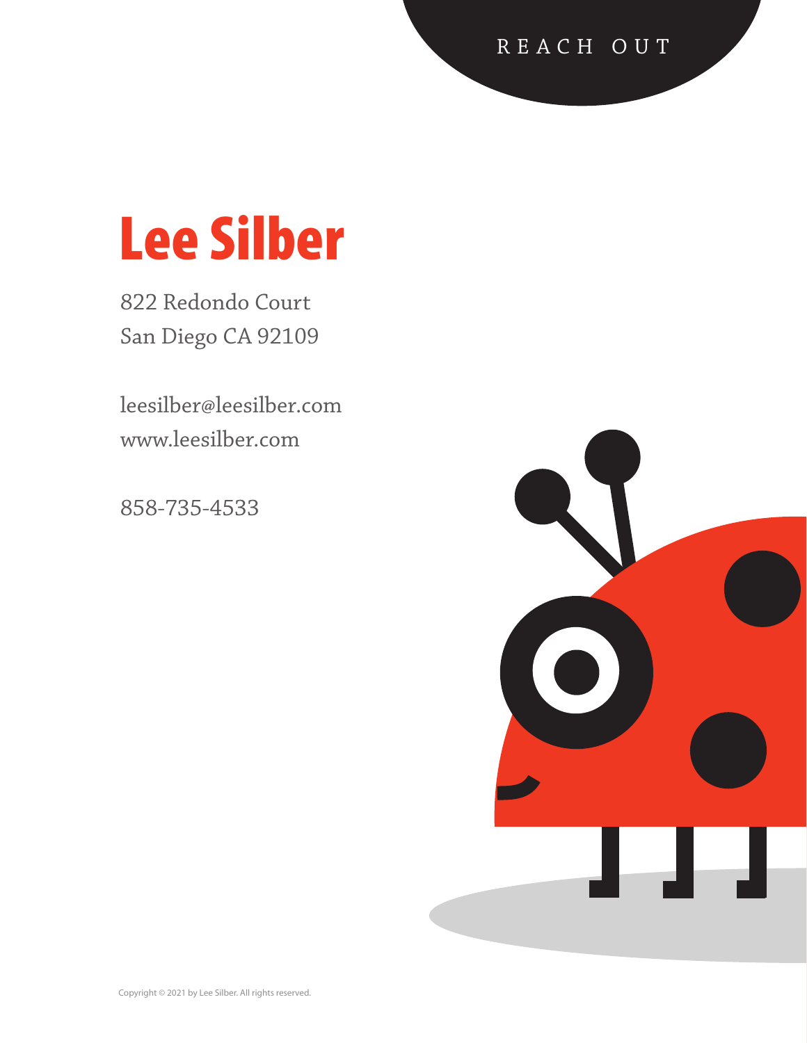REACH OUT

# Lee Silber

822 Redondo Court
San Diego CA 92109

leesilber@leesilber.com
www.leesilber.com

858-735-4533

Copyright © 2021 by Lee Silber. All rights reserved.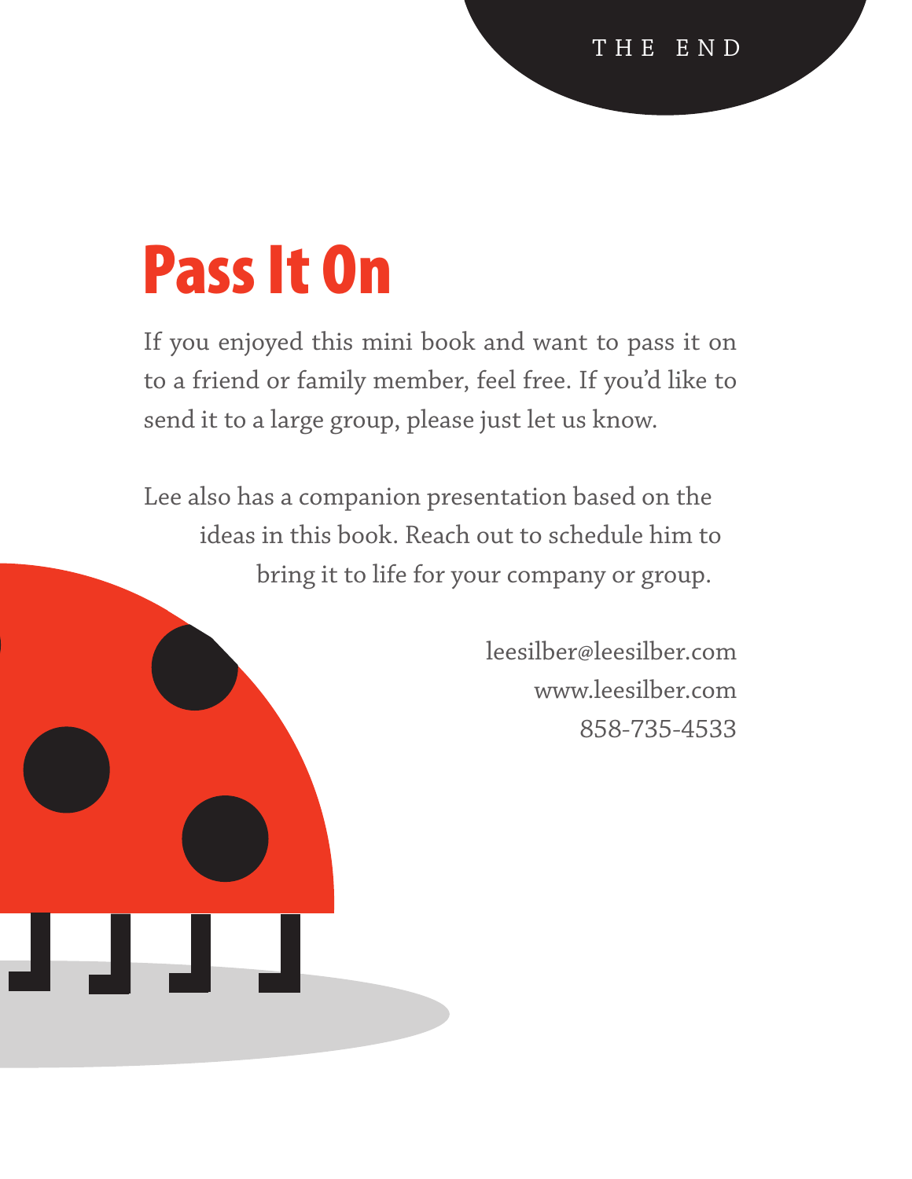THE END

# Pass It On

If you enjoyed this mini book and want to pass it on to a friend or family member, feel free. If you'd like to send it to a large group, please just let us know.

Lee also has a companion presentation based on the ideas in this book. Reach out to schedule him to bring it to life for your company or group.

leesilber@leesilber.com
www.leesilber.com
858-735-4533